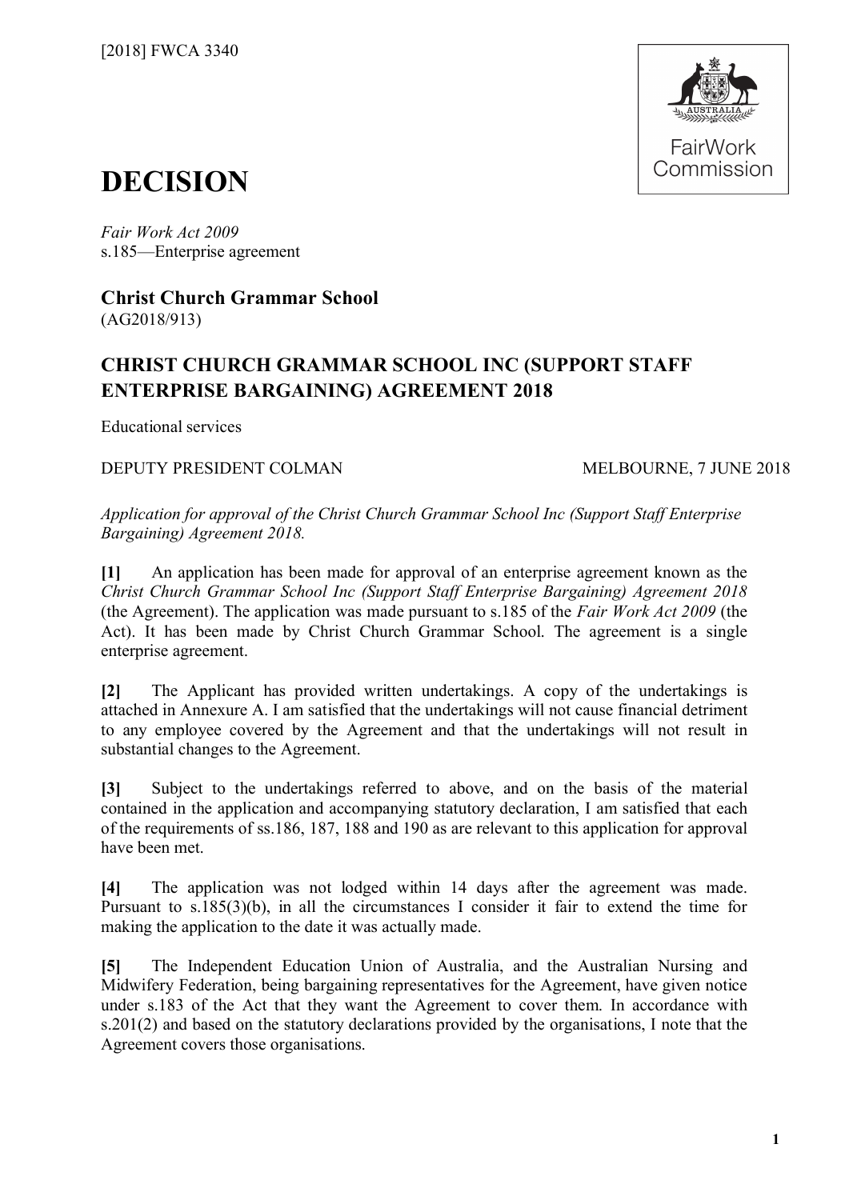[2018] FWCA 3340

# DECISION

*Fair Work Act 2009*
s.185—Enterprise agreement

**Christ Church Grammar School**
(AG2018/913)

## CHRIST CHURCH GRAMMAR SCHOOL INC (SUPPORT STAFF ENTERPRISE BARGAINING) AGREEMENT 2018

Educational services

DEPUTY PRESIDENT COLMAN MELBOURNE, 7 JUNE 2018

*Application for approval of the Christ Church Grammar School Inc (Support Staff Enterprise Bargaining) Agreement 2018.*

**[1]** An application has been made for approval of an enterprise agreement known as the *Christ Church Grammar School Inc (Support Staff Enterprise Bargaining) Agreement 2018* (the Agreement). The application was made pursuant to s.185 of the *Fair Work Act 2009* (the Act). It has been made by Christ Church Grammar School. The agreement is a single enterprise agreement.

**[2]** The Applicant has provided written undertakings. A copy of the undertakings is attached in Annexure A. I am satisfied that the undertakings will not cause financial detriment to any employee covered by the Agreement and that the undertakings will not result in substantial changes to the Agreement.

**[3]** Subject to the undertakings referred to above, and on the basis of the material contained in the application and accompanying statutory declaration, I am satisfied that each of the requirements of ss.186, 187, 188 and 190 as are relevant to this application for approval have been met.

**[4]** The application was not lodged within 14 days after the agreement was made. Pursuant to s.185(3)(b), in all the circumstances I consider it fair to extend the time for making the application to the date it was actually made.

**[5]** The Independent Education Union of Australia, and the Australian Nursing and Midwifery Federation, being bargaining representatives for the Agreement, have given notice under s.183 of the Act that they want the Agreement to cover them. In accordance with s.201(2) and based on the statutory declarations provided by the organisations, I note that the Agreement covers those organisations.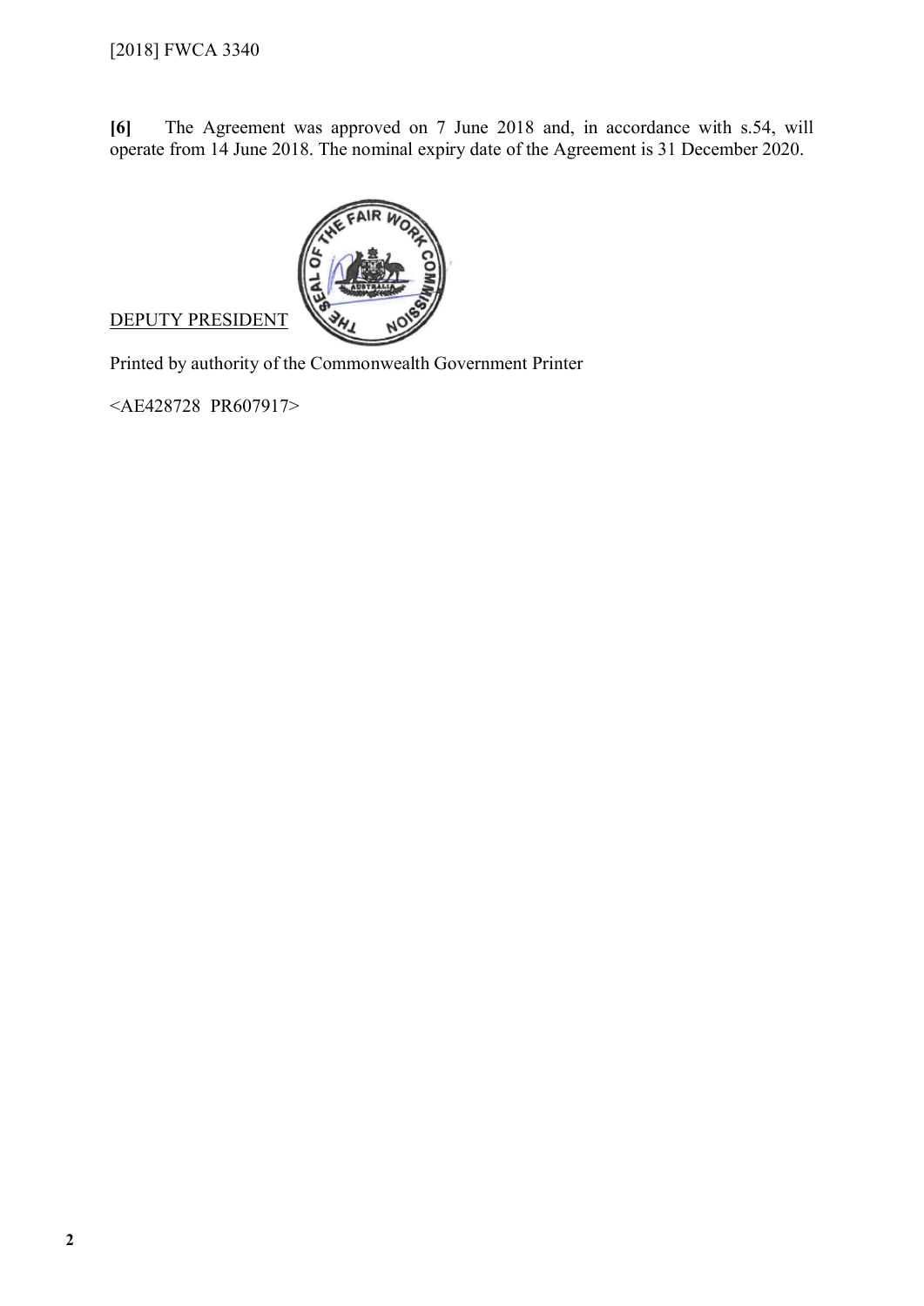**[6]** The Agreement was approved on 7 June 2018 and, in accordance with s.54, will operate from 14 June 2018. The nominal expiry date of the Agreement is 31 December 2020.

DEPUTY PRESIDENT

Printed by authority of the Commonwealth Government Printer

<AE428728 PR607917>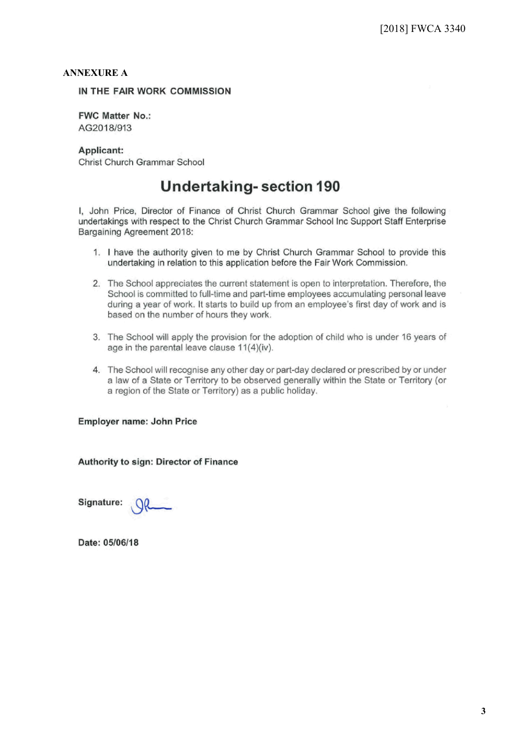**ANNEXURE A**

**IN THE FAIR WORK COMMISSION**

**FWC Matter No.:**
AG2018/913

**Applicant:**
Christ Church Grammar School

# Undertaking- section 190

I, John Price, Director of Finance of Christ Church Grammar School give the following undertakings with respect to the Christ Church Grammar School Inc Support Staff Enterprise Bargaining Agreement 2018:

1. I have the authority given to me by Christ Church Grammar School to provide this undertaking in relation to this application before the Fair Work Commission.

2. The School appreciates the current statement is open to interpretation. Therefore, the School is committed to full-time and part-time employees accumulating personal leave during a year of work. It starts to build up from an employee's first day of work and is based on the number of hours they work.

3. The School will apply the provision for the adoption of child who is under 16 years of age in the parental leave clause 11(4)(iv).

4. The School will recognise any other day or part-day declared or prescribed by or under a law of a State or Territory to be observed generally within the State or Territory (or a region of the State or Territory) as a public holiday.

**Employer name: John Price**

**Authority to sign: Director of Finance**

**Signature:**

**Date: 05/06/18**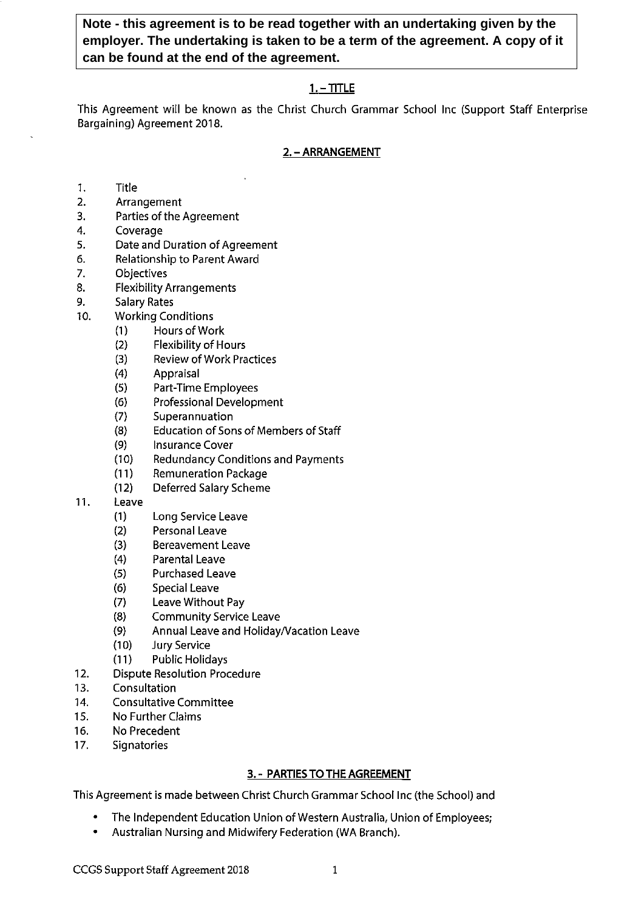**Note - this agreement is to be read together with an undertaking given by the employer. The undertaking is taken to be a term of the agreement. A copy of it can be found at the end of the agreement.**

## 1. – TITLE

This Agreement will be known as the Christ Church Grammar School Inc (Support Staff Enterprise Bargaining) Agreement 2018.

## 2. – ARRANGEMENT

1. Title
2. Arrangement
3. Parties of the Agreement
4. Coverage
5. Date and Duration of Agreement
6. Relationship to Parent Award
7. Objectives
8. Flexibility Arrangements
9. Salary Rates
10. Working Conditions
    - (1) Hours of Work
    - (2) Flexibility of Hours
    - (3) Review of Work Practices
    - (4) Appraisal
    - (5) Part-Time Employees
    - (6) Professional Development
    - (7) Superannuation
    - (8) Education of Sons of Members of Staff
    - (9) Insurance Cover
    - (10) Redundancy Conditions and Payments
    - (11) Remuneration Package
    - (12) Deferred Salary Scheme
11. Leave
    - (1) Long Service Leave
    - (2) Personal Leave
    - (3) Bereavement Leave
    - (4) Parental Leave
    - (5) Purchased Leave
    - (6) Special Leave
    - (7) Leave Without Pay
    - (8) Community Service Leave
    - (9) Annual Leave and Holiday/Vacation Leave
    - (10) Jury Service
    - (11) Public Holidays
12. Dispute Resolution Procedure
13. Consultation
14. Consultative Committee
15. No Further Claims
16. No Precedent
17. Signatories

## 3. - PARTIES TO THE AGREEMENT

This Agreement is made between Christ Church Grammar School Inc (the School) and

- The Independent Education Union of Western Australia, Union of Employees;
- Australian Nursing and Midwifery Federation (WA Branch).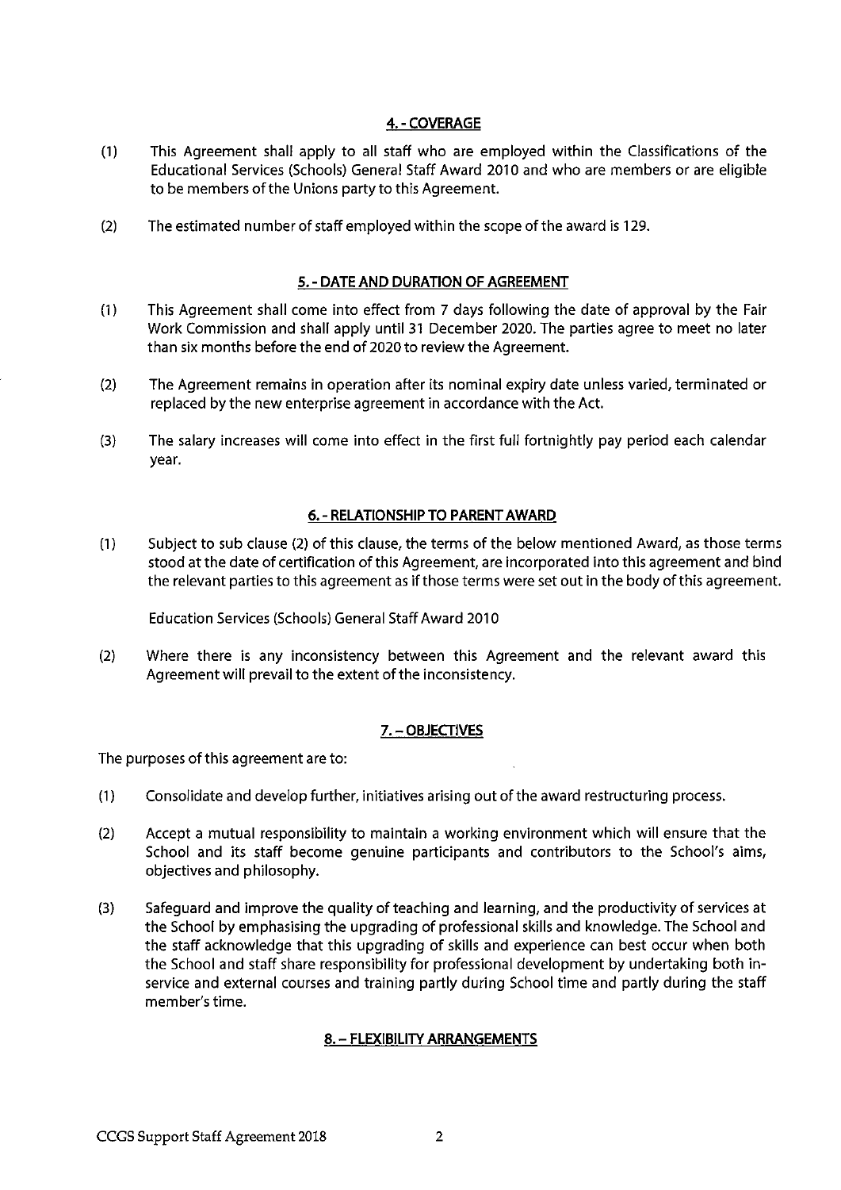## 4. - COVERAGE

(1) This Agreement shall apply to all staff who are employed within the Classifications of the Educational Services (Schools) General Staff Award 2010 and who are members or are eligible to be members of the Unions party to this Agreement.

(2) The estimated number of staff employed within the scope of the award is 129.

## 5. - DATE AND DURATION OF AGREEMENT

(1) This Agreement shall come into effect from 7 days following the date of approval by the Fair Work Commission and shall apply until 31 December 2020. The parties agree to meet no later than six months before the end of 2020 to review the Agreement.

(2) The Agreement remains in operation after its nominal expiry date unless varied, terminated or replaced by the new enterprise agreement in accordance with the Act.

(3) The salary increases will come into effect in the first full fortnightly pay period each calendar year.

## 6. - RELATIONSHIP TO PARENT AWARD

(1) Subject to sub clause (2) of this clause, the terms of the below mentioned Award, as those terms stood at the date of certification of this Agreement, are incorporated into this agreement and bind the relevant parties to this agreement as if those terms were set out in the body of this agreement.

Education Services (Schools) General Staff Award 2010

(2) Where there is any inconsistency between this Agreement and the relevant award this Agreement will prevail to the extent of the inconsistency.

## 7. – OBJECTIVES

The purposes of this agreement are to:

(1) Consolidate and develop further, initiatives arising out of the award restructuring process.

(2) Accept a mutual responsibility to maintain a working environment which will ensure that the School and its staff become genuine participants and contributors to the School's aims, objectives and philosophy.

(3) Safeguard and improve the quality of teaching and learning, and the productivity of services at the School by emphasising the upgrading of professional skills and knowledge. The School and the staff acknowledge that this upgrading of skills and experience can best occur when both the School and staff share responsibility for professional development by undertaking both in-service and external courses and training partly during School time and partly during the staff member's time.

## 8. – FLEXIBILITY ARRANGEMENTS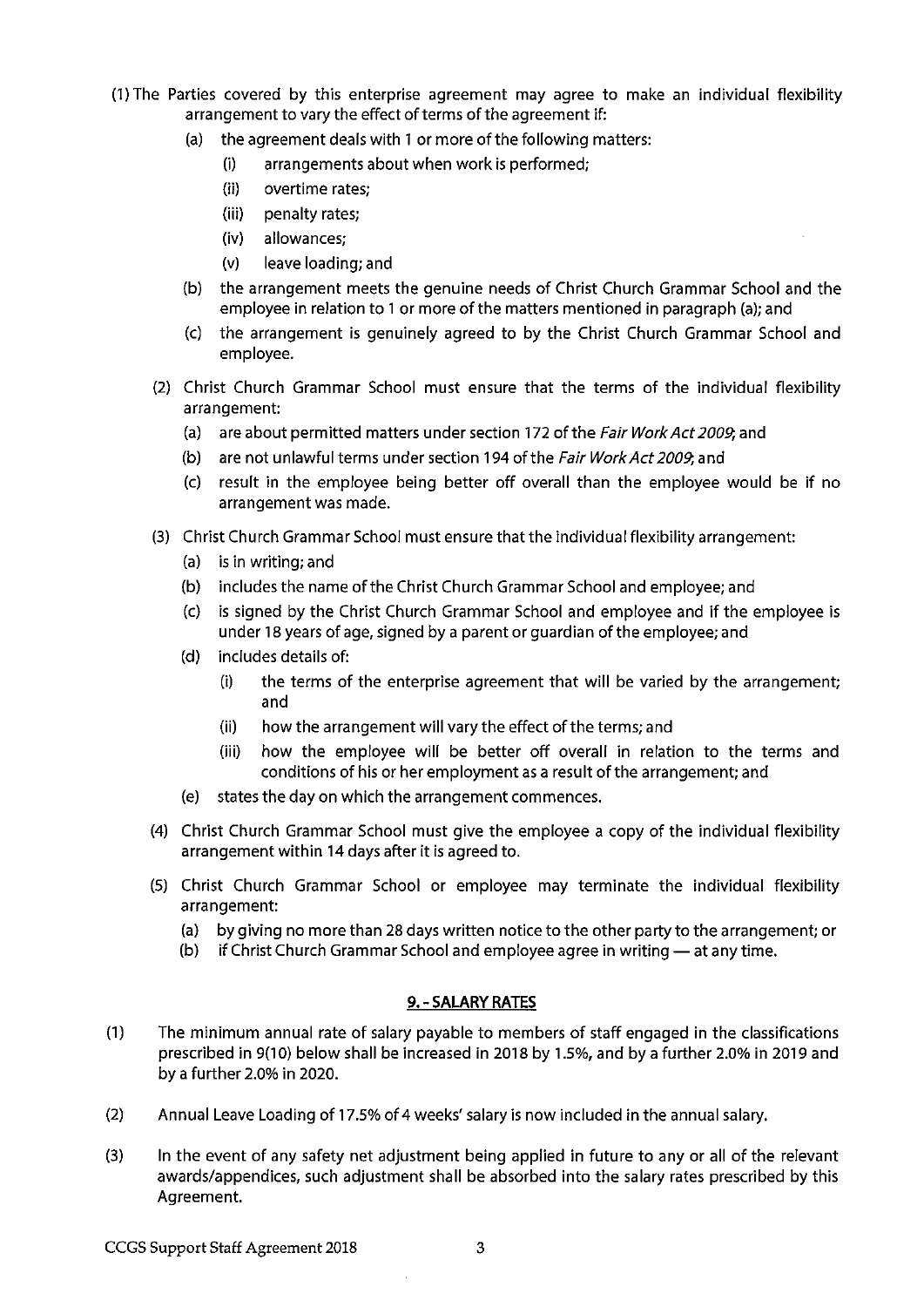(1) The Parties covered by this enterprise agreement may agree to make an individual flexibility arrangement to vary the effect of terms of the agreement if:

   (a) the agreement deals with 1 or more of the following matters:

      (i) arrangements about when work is performed;

      (ii) overtime rates;

      (iii) penalty rates;

      (iv) allowances;

      (v) leave loading; and

   (b) the arrangement meets the genuine needs of Christ Church Grammar School and the employee in relation to 1 or more of the matters mentioned in paragraph (a); and

   (c) the arrangement is genuinely agreed to by the Christ Church Grammar School and employee.

(2) Christ Church Grammar School must ensure that the terms of the individual flexibility arrangement:

   (a) are about permitted matters under section 172 of the *Fair Work Act 2009*; and

   (b) are not unlawful terms under section 194 of the *Fair Work Act 2009*; and

   (c) result in the employee being better off overall than the employee would be if no arrangement was made.

(3) Christ Church Grammar School must ensure that the individual flexibility arrangement:

   (a) is in writing; and

   (b) includes the name of the Christ Church Grammar School and employee; and

   (c) is signed by the Christ Church Grammar School and employee and if the employee is under 18 years of age, signed by a parent or guardian of the employee; and

   (d) includes details of:

      (i) the terms of the enterprise agreement that will be varied by the arrangement; and

      (ii) how the arrangement will vary the effect of the terms; and

      (iii) how the employee will be better off overall in relation to the terms and conditions of his or her employment as a result of the arrangement; and

   (e) states the day on which the arrangement commences.

(4) Christ Church Grammar School must give the employee a copy of the individual flexibility arrangement within 14 days after it is agreed to.

(5) Christ Church Grammar School or employee may terminate the individual flexibility arrangement:

   (a) by giving no more than 28 days written notice to the other party to the arrangement; or

   (b) if Christ Church Grammar School and employee agree in writing — at any time.

## 9. - SALARY RATES

(1) The minimum annual rate of salary payable to members of staff engaged in the classifications prescribed in 9(10) below shall be increased in 2018 by 1.5%, and by a further 2.0% in 2019 and by a further 2.0% in 2020.

(2) Annual Leave Loading of 17.5% of 4 weeks' salary is now included in the annual salary.

(3) In the event of any safety net adjustment being applied in future to any or all of the relevant awards/appendices, such adjustment shall be absorbed into the salary rates prescribed by this Agreement.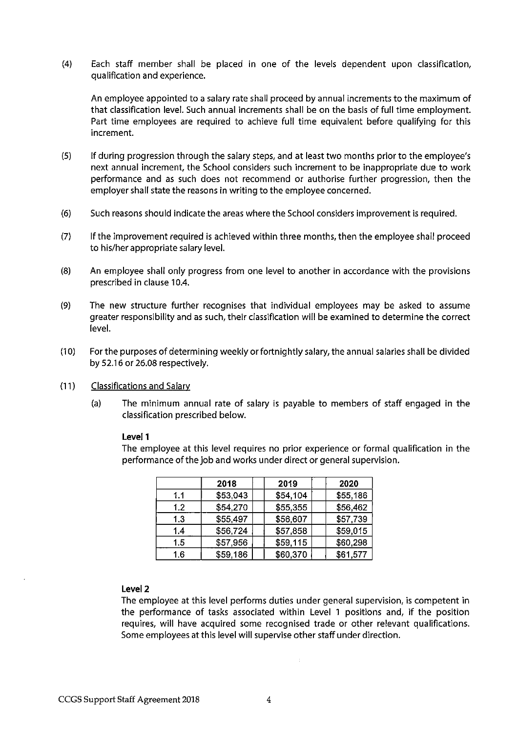(4) Each staff member shall be placed in one of the levels dependent upon classification, qualification and experience.

An employee appointed to a salary rate shall proceed by annual increments to the maximum of that classification level. Such annual increments shall be on the basis of full time employment. Part time employees are required to achieve full time equivalent before qualifying for this increment.

(5) If during progression through the salary steps, and at least two months prior to the employee's next annual increment, the School considers such increment to be inappropriate due to work performance and as such does not recommend or authorise further progression, then the employer shall state the reasons in writing to the employee concerned.

(6) Such reasons should indicate the areas where the School considers improvement is required.

(7) If the improvement required is achieved within three months, then the employee shall proceed to his/her appropriate salary level.

(8) An employee shall only progress from one level to another in accordance with the provisions prescribed in clause 10.4.

(9) The new structure further recognises that individual employees may be asked to assume greater responsibility and as such, their classification will be examined to determine the correct level.

(10) For the purposes of determining weekly or fortnightly salary, the annual salaries shall be divided by 52.16 or 26.08 respectively.

(11) Classifications and Salary

(a) The minimum annual rate of salary is payable to members of staff engaged in the classification prescribed below.

**Level 1**

The employee at this level requires no prior experience or formal qualification in the performance of the job and works under direct or general supervision.

| | 2018 | 2019 | 2020 |
|---|---|---|---|
| 1.1 | $53,043 | $54,104 | $55,186 |
| 1.2 | $54,270 | $55,355 | $56,462 |
| 1.3 | $55,497 | $56,607 | $57,739 |
| 1.4 | $56,724 | $57,858 | $59,015 |
| 1.5 | $57,956 | $59,115 | $60,298 |
| 1.6 | $59,186 | $60,370 | $61,577 |

**Level 2**

The employee at this level performs duties under general supervision, is competent in the performance of tasks associated within Level 1 positions and, if the position requires, will have acquired some recognised trade or other relevant qualifications. Some employees at this level will supervise other staff under direction.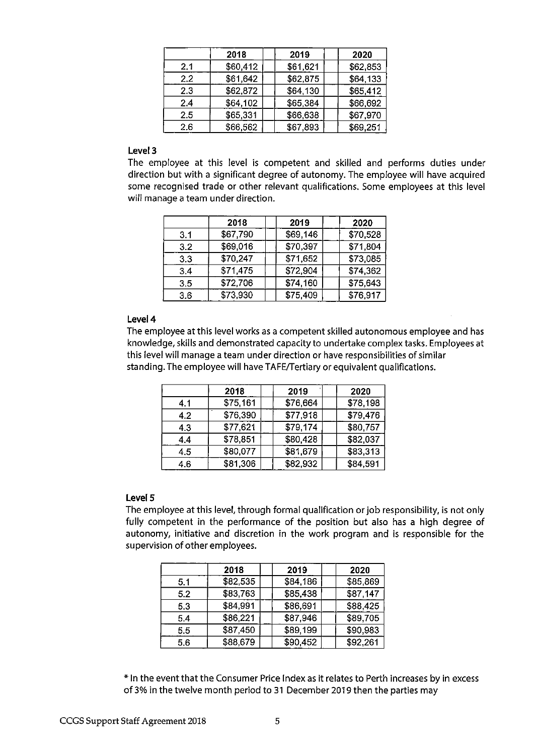| | 2018 | 2019 | 2020 |
|---|---|---|---|
| 2.1 | $60,412 | $61,621 | $62,853 |
| 2.2 | $61,642 | $62,875 | $64,133 |
| 2.3 | $62,872 | $64,130 | $65,412 |
| 2.4 | $64,102 | $65,384 | $66,692 |
| 2.5 | $65,331 | $66,638 | $67,970 |
| 2.6 | $66,562 | $67,893 | $69,251 |

### Level 3

The employee at this level is competent and skilled and performs duties under direction but with a significant degree of autonomy. The employee will have acquired some recognised trade or other relevant qualifications. Some employees at this level will manage a team under direction.

| | 2018 | 2019 | 2020 |
|---|---|---|---|
| 3.1 | $67,790 | $69,146 | $70,528 |
| 3.2 | $69,016 | $70,397 | $71,804 |
| 3.3 | $70,247 | $71,652 | $73,085 |
| 3.4 | $71,475 | $72,904 | $74,362 |
| 3.5 | $72,706 | $74,160 | $75,643 |
| 3.6 | $73,930 | $75,409 | $76,917 |

### Level 4

The employee at this level works as a competent skilled autonomous employee and has knowledge, skills and demonstrated capacity to undertake complex tasks. Employees at this level will manage a team under direction or have responsibilities of similar standing. The employee will have TAFE/Tertiary or equivalent qualifications.

| | 2018 | 2019 | 2020 |
|---|---|---|---|
| 4.1 | $75,161 | $76,664 | $78,198 |
| 4.2 | $76,390 | $77,918 | $79,476 |
| 4.3 | $77,621 | $79,174 | $80,757 |
| 4.4 | $78,851 | $80,428 | $82,037 |
| 4.5 | $80,077 | $81,679 | $83,313 |
| 4.6 | $81,306 | $82,932 | $84,591 |

### Level 5

The employee at this level, through formal qualification or job responsibility, is not only fully competent in the performance of the position but also has a high degree of autonomy, initiative and discretion in the work program and is responsible for the supervision of other employees.

| | 2018 | 2019 | 2020 |
|---|---|---|---|
| 5.1 | $82,535 | $84,186 | $85,869 |
| 5.2 | $83,763 | $85,438 | $87,147 |
| 5.3 | $84,991 | $86,691 | $88,425 |
| 5.4 | $86,221 | $87,946 | $89,705 |
| 5.5 | $87,450 | $89,199 | $90,983 |
| 5.6 | $88,679 | $90,452 | $92,261 |

* In the event that the Consumer Price Index as it relates to Perth increases by in excess of 3% in the twelve month period to 31 December 2019 then the parties may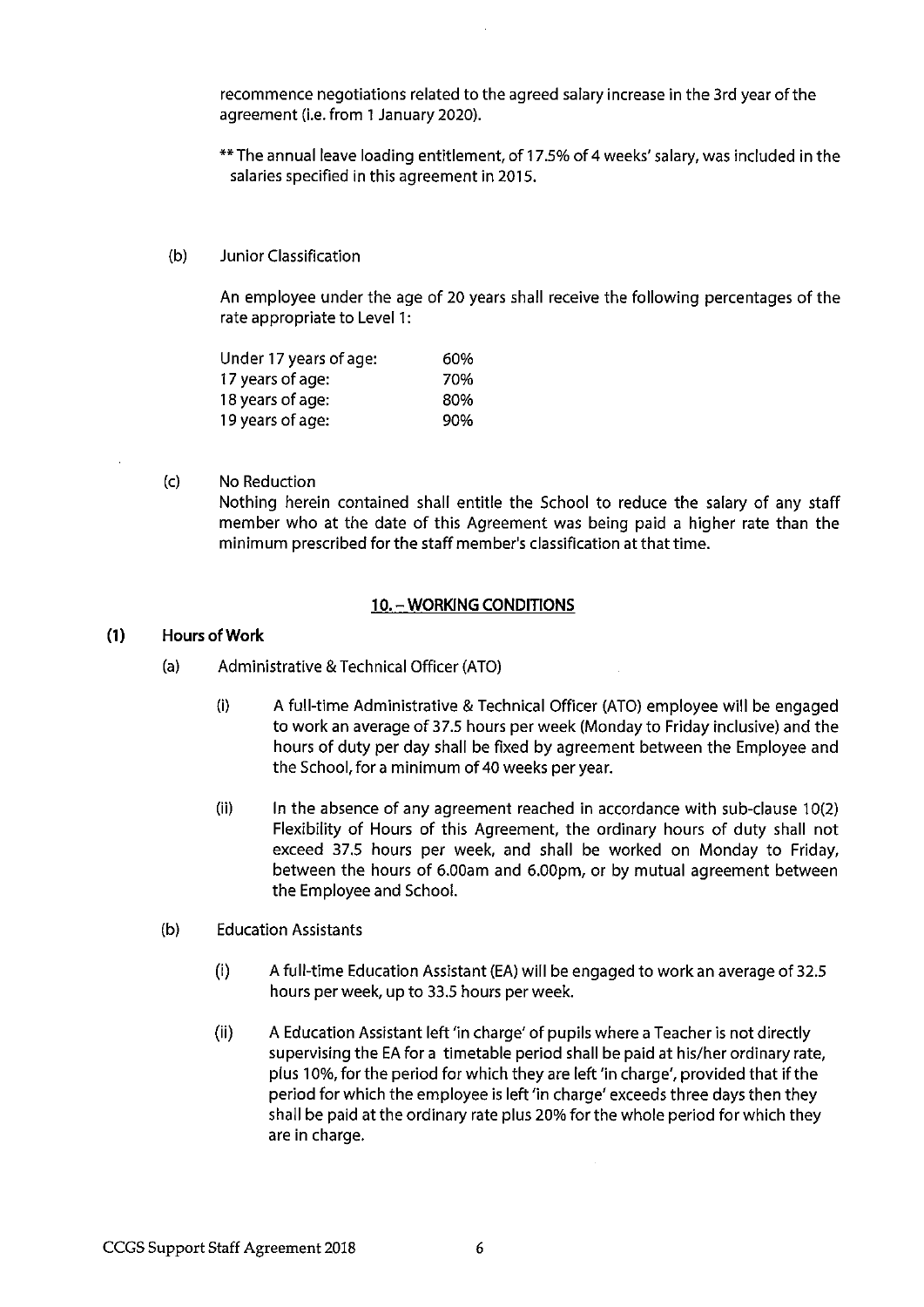recommence negotiations related to the agreed salary increase in the 3rd year of the agreement (i.e. from 1 January 2020).

** The annual leave loading entitlement, of 17.5% of 4 weeks' salary, was included in the salaries specified in this agreement in 2015.

(b) Junior Classification

An employee under the age of 20 years shall receive the following percentages of the rate appropriate to Level 1:

| | |
|---|---|
| Under 17 years of age: | 60% |
| 17 years of age: | 70% |
| 18 years of age: | 80% |
| 19 years of age: | 90% |

(c) No Reduction

Nothing herein contained shall entitle the School to reduce the salary of any staff member who at the date of this Agreement was being paid a higher rate than the minimum prescribed for the staff member's classification at that time.

## 10. – WORKING CONDITIONS

**(1) Hours of Work**

(a) Administrative & Technical Officer (ATO)

(i) A full-time Administrative & Technical Officer (ATO) employee will be engaged to work an average of 37.5 hours per week (Monday to Friday inclusive) and the hours of duty per day shall be fixed by agreement between the Employee and the School, for a minimum of 40 weeks per year.

(ii) In the absence of any agreement reached in accordance with sub-clause 10(2) Flexibility of Hours of this Agreement, the ordinary hours of duty shall not exceed 37.5 hours per week, and shall be worked on Monday to Friday, between the hours of 6.00am and 6.00pm, or by mutual agreement between the Employee and School.

(b) Education Assistants

(i) A full-time Education Assistant (EA) will be engaged to work an average of 32.5 hours per week, up to 33.5 hours per week.

(ii) A Education Assistant left 'in charge' of pupils where a Teacher is not directly supervising the EA for a timetable period shall be paid at his/her ordinary rate, plus 10%, for the period for which they are left 'in charge', provided that if the period for which the employee is left 'in charge' exceeds three days then they shall be paid at the ordinary rate plus 20% for the whole period for which they are in charge.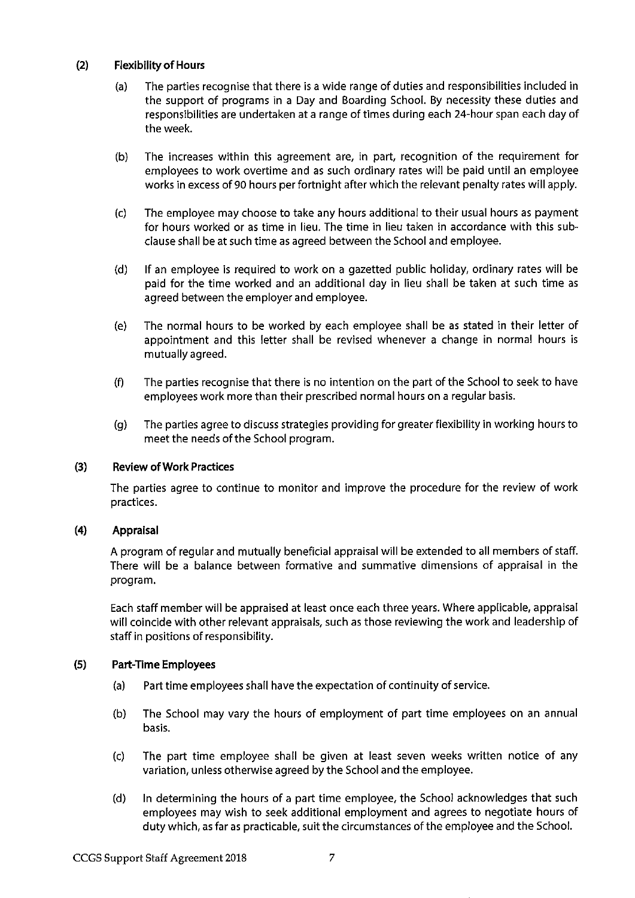**(2) Flexibility of Hours**

(a) The parties recognise that there is a wide range of duties and responsibilities included in the support of programs in a Day and Boarding School. By necessity these duties and responsibilities are undertaken at a range of times during each 24-hour span each day of the week.

(b) The increases within this agreement are, in part, recognition of the requirement for employees to work overtime and as such ordinary rates will be paid until an employee works in excess of 90 hours per fortnight after which the relevant penalty rates will apply.

(c) The employee may choose to take any hours additional to their usual hours as payment for hours worked or as time in lieu. The time in lieu taken in accordance with this sub-clause shall be at such time as agreed between the School and employee.

(d) If an employee is required to work on a gazetted public holiday, ordinary rates will be paid for the time worked and an additional day in lieu shall be taken at such time as agreed between the employer and employee.

(e) The normal hours to be worked by each employee shall be as stated in their letter of appointment and this letter shall be revised whenever a change in normal hours is mutually agreed.

(f) The parties recognise that there is no intention on the part of the School to seek to have employees work more than their prescribed normal hours on a regular basis.

(g) The parties agree to discuss strategies providing for greater flexibility in working hours to meet the needs of the School program.

**(3) Review of Work Practices**

The parties agree to continue to monitor and improve the procedure for the review of work practices.

**(4) Appraisal**

A program of regular and mutually beneficial appraisal will be extended to all members of staff. There will be a balance between formative and summative dimensions of appraisal in the program.

Each staff member will be appraised at least once each three years. Where applicable, appraisal will coincide with other relevant appraisals, such as those reviewing the work and leadership of staff in positions of responsibility.

**(5) Part-Time Employees**

(a) Part time employees shall have the expectation of continuity of service.

(b) The School may vary the hours of employment of part time employees on an annual basis.

(c) The part time employee shall be given at least seven weeks written notice of any variation, unless otherwise agreed by the School and the employee.

(d) In determining the hours of a part time employee, the School acknowledges that such employees may wish to seek additional employment and agrees to negotiate hours of duty which, as far as practicable, suit the circumstances of the employee and the School.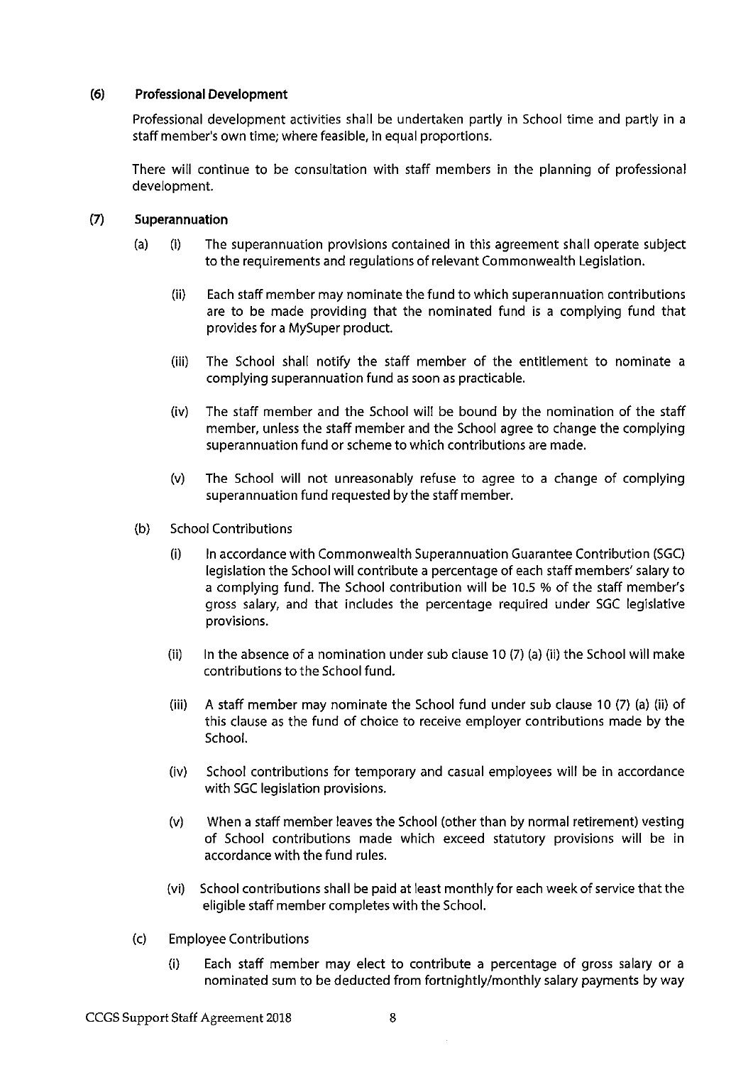**(6) Professional Development**

Professional development activities shall be undertaken partly in School time and partly in a staff member's own time; where feasible, in equal proportions.

There will continue to be consultation with staff members in the planning of professional development.

**(7) Superannuation**

(a) (i) The superannuation provisions contained in this agreement shall operate subject to the requirements and regulations of relevant Commonwealth Legislation.

(ii) Each staff member may nominate the fund to which superannuation contributions are to be made providing that the nominated fund is a complying fund that provides for a MySuper product.

(iii) The School shall notify the staff member of the entitlement to nominate a complying superannuation fund as soon as practicable.

(iv) The staff member and the School will be bound by the nomination of the staff member, unless the staff member and the School agree to change the complying superannuation fund or scheme to which contributions are made.

(v) The School will not unreasonably refuse to agree to a change of complying superannuation fund requested by the staff member.

(b) School Contributions

(i) In accordance with Commonwealth Superannuation Guarantee Contribution (SGC) legislation the School will contribute a percentage of each staff members' salary to a complying fund. The School contribution will be 10.5 % of the staff member's gross salary, and that includes the percentage required under SGC legislative provisions.

(ii) In the absence of a nomination under sub clause 10 (7) (a) (ii) the School will make contributions to the School fund.

(iii) A staff member may nominate the School fund under sub clause 10 (7) (a) (ii) of this clause as the fund of choice to receive employer contributions made by the School.

(iv) School contributions for temporary and casual employees will be in accordance with SGC legislation provisions.

(v) When a staff member leaves the School (other than by normal retirement) vesting of School contributions made which exceed statutory provisions will be in accordance with the fund rules.

(vi) School contributions shall be paid at least monthly for each week of service that the eligible staff member completes with the School.

(c) Employee Contributions

(i) Each staff member may elect to contribute a percentage of gross salary or a nominated sum to be deducted from fortnightly/monthly salary payments by way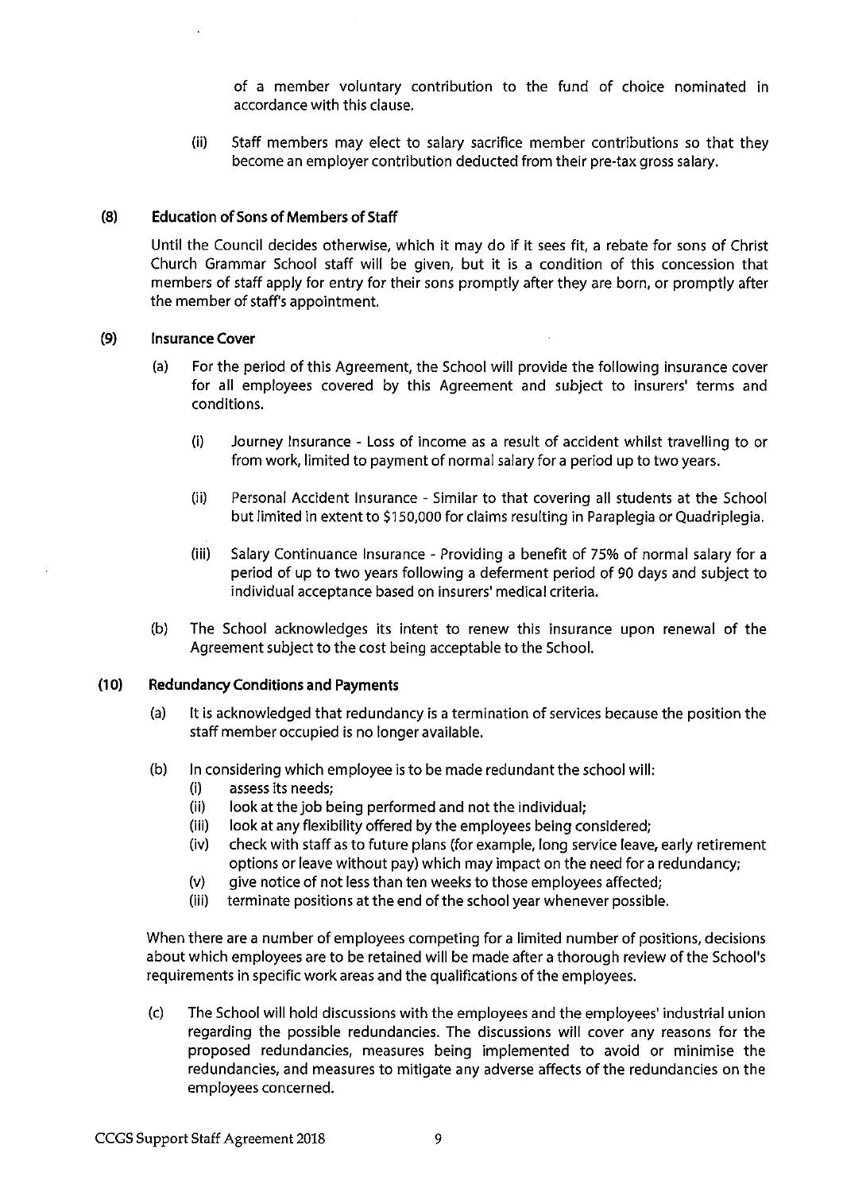of a member voluntary contribution to the fund of choice nominated in accordance with this clause.

(ii) Staff members may elect to salary sacrifice member contributions so that they become an employer contribution deducted from their pre-tax gross salary.

**(8) Education of Sons of Members of Staff**

Until the Council decides otherwise, which it may do if it sees fit, a rebate for sons of Christ Church Grammar School staff will be given, but it is a condition of this concession that members of staff apply for entry for their sons promptly after they are born, or promptly after the member of staff's appointment.

**(9) Insurance Cover**

(a) For the period of this Agreement, the School will provide the following insurance cover for all employees covered by this Agreement and subject to insurers' terms and conditions.

(i) Journey Insurance - Loss of income as a result of accident whilst travelling to or from work, limited to payment of normal salary for a period up to two years.

(ii) Personal Accident Insurance - Similar to that covering all students at the School but limited in extent to $150,000 for claims resulting in Paraplegia or Quadriplegia.

(iii) Salary Continuance Insurance - Providing a benefit of 75% of normal salary for a period of up to two years following a deferment period of 90 days and subject to individual acceptance based on insurers' medical criteria.

(b) The School acknowledges its intent to renew this insurance upon renewal of the Agreement subject to the cost being acceptable to the School.

**(10) Redundancy Conditions and Payments**

(a) It is acknowledged that redundancy is a termination of services because the position the staff member occupied is no longer available.

(b) In considering which employee is to be made redundant the school will:
(i) assess its needs;
(ii) look at the job being performed and not the individual;
(iii) look at any flexibility offered by the employees being considered;
(iv) check with staff as to future plans (for example, long service leave, early retirement options or leave without pay) which may impact on the need for a redundancy;
(v) give notice of not less than ten weeks to those employees affected;
(iii) terminate positions at the end of the school year whenever possible.

When there are a number of employees competing for a limited number of positions, decisions about which employees are to be retained will be made after a thorough review of the School's requirements in specific work areas and the qualifications of the employees.

(c) The School will hold discussions with the employees and the employees' industrial union regarding the possible redundancies. The discussions will cover any reasons for the proposed redundancies, measures being implemented to avoid or minimise the redundancies, and measures to mitigate any adverse affects of the redundancies on the employees concerned.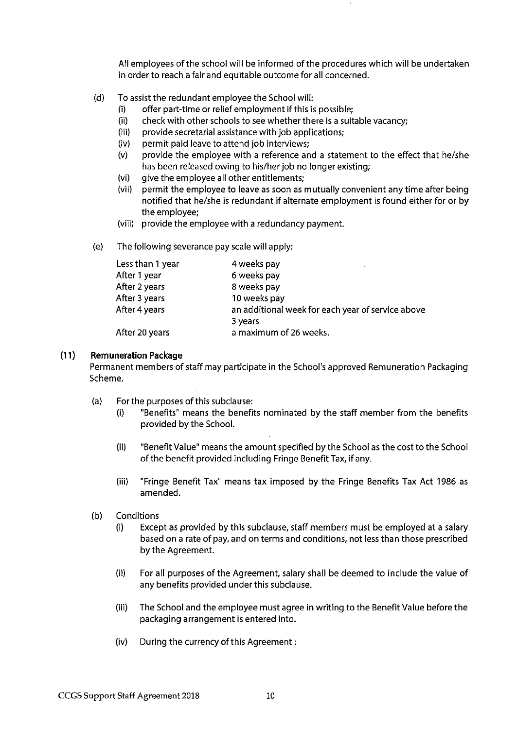All employees of the school will be informed of the procedures which will be undertaken in order to reach a fair and equitable outcome for all concerned.

(d) To assist the redundant employee the School will:
   (i) offer part-time or relief employment if this is possible;
   (ii) check with other schools to see whether there is a suitable vacancy;
   (iii) provide secretarial assistance with job applications;
   (iv) permit paid leave to attend job interviews;
   (v) provide the employee with a reference and a statement to the effect that he/she has been released owing to his/her job no longer existing;
   (vi) give the employee all other entitlements;
   (vii) permit the employee to leave as soon as mutually convenient any time after being notified that he/she is redundant if alternate employment is found either for or by the employee;
   (viii) provide the employee with a redundancy payment.

(e) The following severance pay scale will apply:

| | |
|---|---|
| Less than 1 year | 4 weeks pay |
| After 1 year | 6 weeks pay |
| After 2 years | 8 weeks pay |
| After 3 years | 10 weeks pay |
| After 4 years | an additional week for each year of service above 3 years |
| After 20 years | a maximum of 26 weeks. |

### (11) Remuneration Package

Permanent members of staff may participate in the School's approved Remuneration Packaging Scheme.

(a) For the purposes of this subclause:
   (i) "Benefits" means the benefits nominated by the staff member from the benefits provided by the School.
   (ii) "Benefit Value" means the amount specified by the School as the cost to the School of the benefit provided including Fringe Benefit Tax, if any.
   (iii) "Fringe Benefit Tax" means tax imposed by the Fringe Benefits Tax Act 1986 as amended.

(b) Conditions
   (i) Except as provided by this subclause, staff members must be employed at a salary based on a rate of pay, and on terms and conditions, not less than those prescribed by the Agreement.
   (ii) For all purposes of the Agreement, salary shall be deemed to include the value of any benefits provided under this subclause.
   (iii) The School and the employee must agree in writing to the Benefit Value before the packaging arrangement is entered into.
   (iv) During the currency of this Agreement :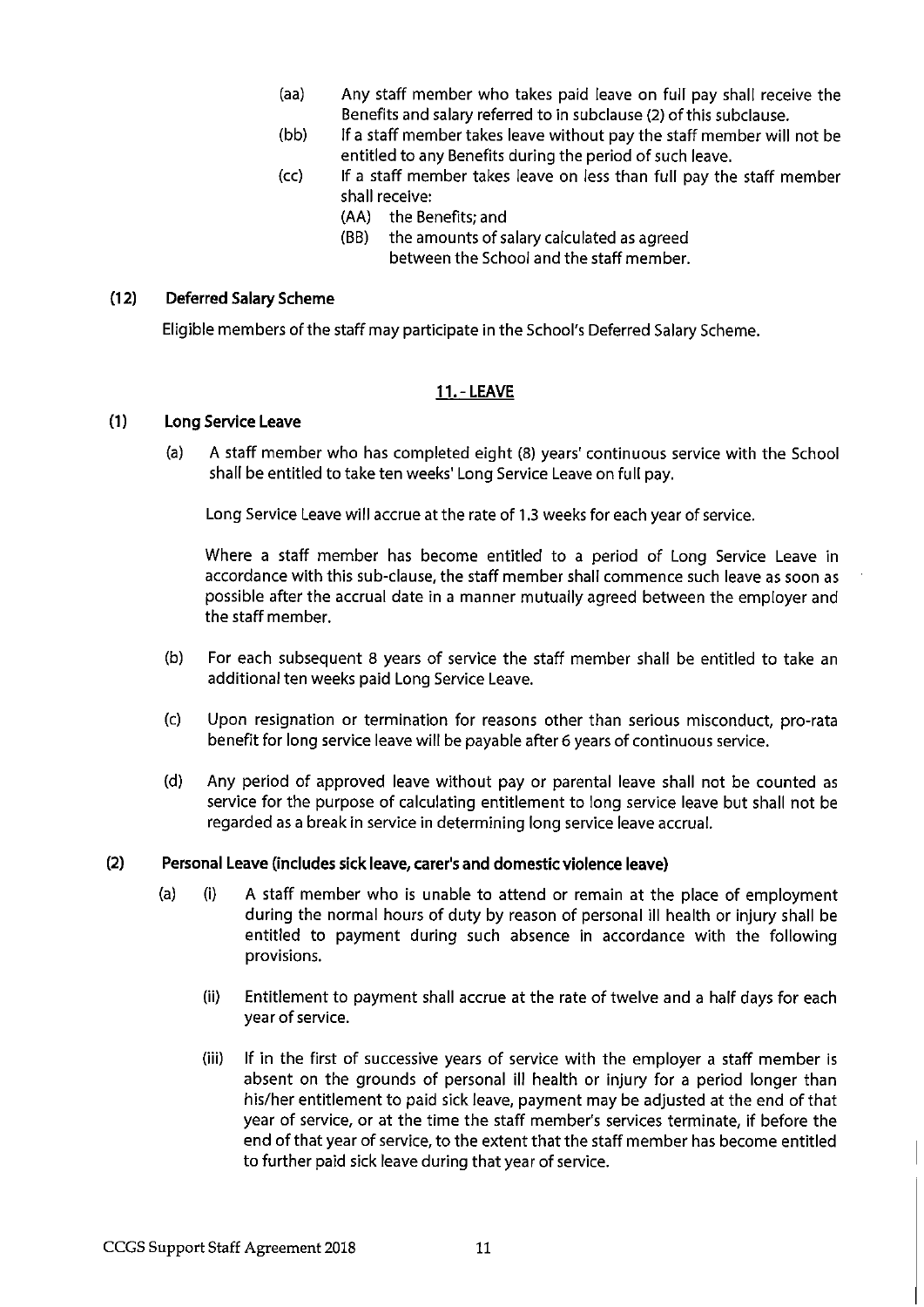(aa) Any staff member who takes paid leave on full pay shall receive the Benefits and salary referred to in subclause (2) of this subclause.

(bb) If a staff member takes leave without pay the staff member will not be entitled to any Benefits during the period of such leave.

(cc) If a staff member takes leave on less than full pay the staff member shall receive:

(AA) the Benefits; and

(BB) the amounts of salary calculated as agreed between the School and the staff member.

**(12) Deferred Salary Scheme**

Eligible members of the staff may participate in the School's Deferred Salary Scheme.

## 11. - LEAVE

**(1) Long Service Leave**

(a) A staff member who has completed eight (8) years' continuous service with the School shall be entitled to take ten weeks' Long Service Leave on full pay.

Long Service Leave will accrue at the rate of 1.3 weeks for each year of service.

Where a staff member has become entitled to a period of Long Service Leave in accordance with this sub-clause, the staff member shall commence such leave as soon as possible after the accrual date in a manner mutually agreed between the employer and the staff member.

(b) For each subsequent 8 years of service the staff member shall be entitled to take an additional ten weeks paid Long Service Leave.

(c) Upon resignation or termination for reasons other than serious misconduct, pro-rata benefit for long service leave will be payable after 6 years of continuous service.

(d) Any period of approved leave without pay or parental leave shall not be counted as service for the purpose of calculating entitlement to long service leave but shall not be regarded as a break in service in determining long service leave accrual.

**(2) Personal Leave (includes sick leave, carer's and domestic violence leave)**

(a) (i) A staff member who is unable to attend or remain at the place of employment during the normal hours of duty by reason of personal ill health or injury shall be entitled to payment during such absence in accordance with the following provisions.

(ii) Entitlement to payment shall accrue at the rate of twelve and a half days for each year of service.

(iii) If in the first of successive years of service with the employer a staff member is absent on the grounds of personal ill health or injury for a period longer than his/her entitlement to paid sick leave, payment may be adjusted at the end of that year of service, or at the time the staff member's services terminate, if before the end of that year of service, to the extent that the staff member has become entitled to further paid sick leave during that year of service.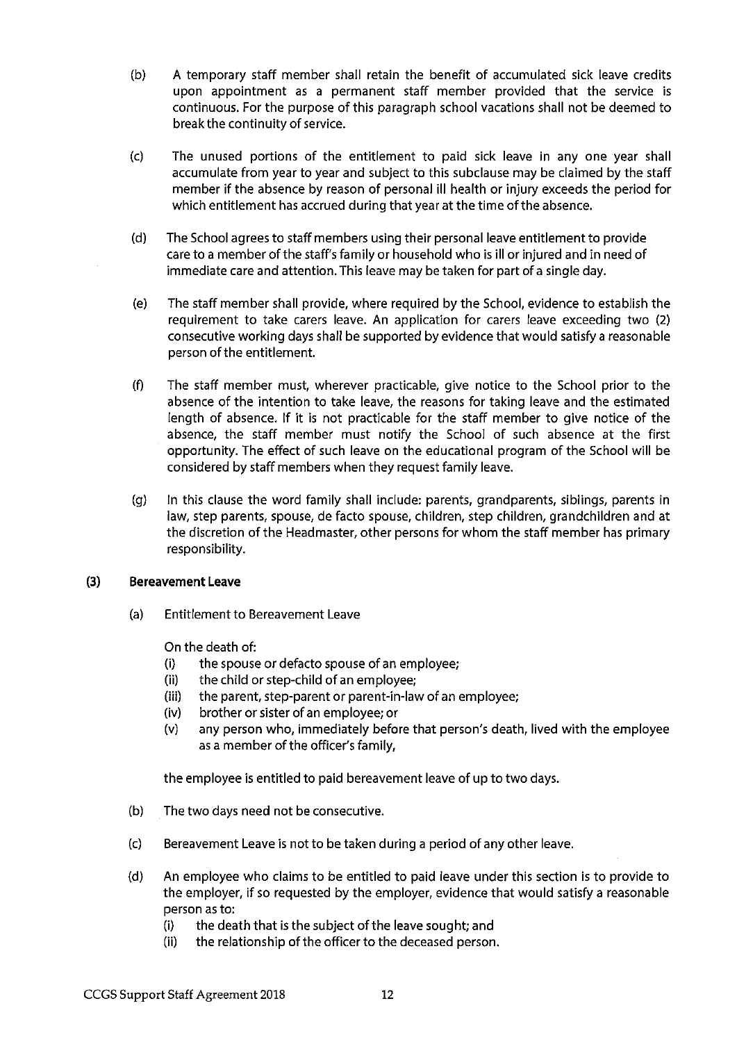(b) A temporary staff member shall retain the benefit of accumulated sick leave credits upon appointment as a permanent staff member provided that the service is continuous. For the purpose of this paragraph school vacations shall not be deemed to break the continuity of service.

(c) The unused portions of the entitlement to paid sick leave in any one year shall accumulate from year to year and subject to this subclause may be claimed by the staff member if the absence by reason of personal ill health or injury exceeds the period for which entitlement has accrued during that year at the time of the absence.

(d) The School agrees to staff members using their personal leave entitlement to provide care to a member of the staff's family or household who is ill or injured and in need of immediate care and attention. This leave may be taken for part of a single day.

(e) The staff member shall provide, where required by the School, evidence to establish the requirement to take carers leave. An application for carers leave exceeding two (2) consecutive working days shall be supported by evidence that would satisfy a reasonable person of the entitlement.

(f) The staff member must, wherever practicable, give notice to the School prior to the absence of the intention to take leave, the reasons for taking leave and the estimated length of absence. If it is not practicable for the staff member to give notice of the absence, the staff member must notify the School of such absence at the first opportunity. The effect of such leave on the educational program of the School will be considered by staff members when they request family leave.

(g) In this clause the word family shall include: parents, grandparents, siblings, parents in law, step parents, spouse, de facto spouse, children, step children, grandchildren and at the discretion of the Headmaster, other persons for whom the staff member has primary responsibility.

### (3) Bereavement Leave

(a) Entitlement to Bereavement Leave

On the death of:

- (i) the spouse or defacto spouse of an employee;
- (ii) the child or step-child of an employee;
- (iii) the parent, step-parent or parent-in-law of an employee;
- (iv) brother or sister of an employee; or
- (v) any person who, immediately before that person's death, lived with the employee as a member of the officer's family,

the employee is entitled to paid bereavement leave of up to two days.

(b) The two days need not be consecutive.

(c) Bereavement Leave is not to be taken during a period of any other leave.

(d) An employee who claims to be entitled to paid leave under this section is to provide to the employer, if so requested by the employer, evidence that would satisfy a reasonable person as to:

- (i) the death that is the subject of the leave sought; and
- (ii) the relationship of the officer to the deceased person.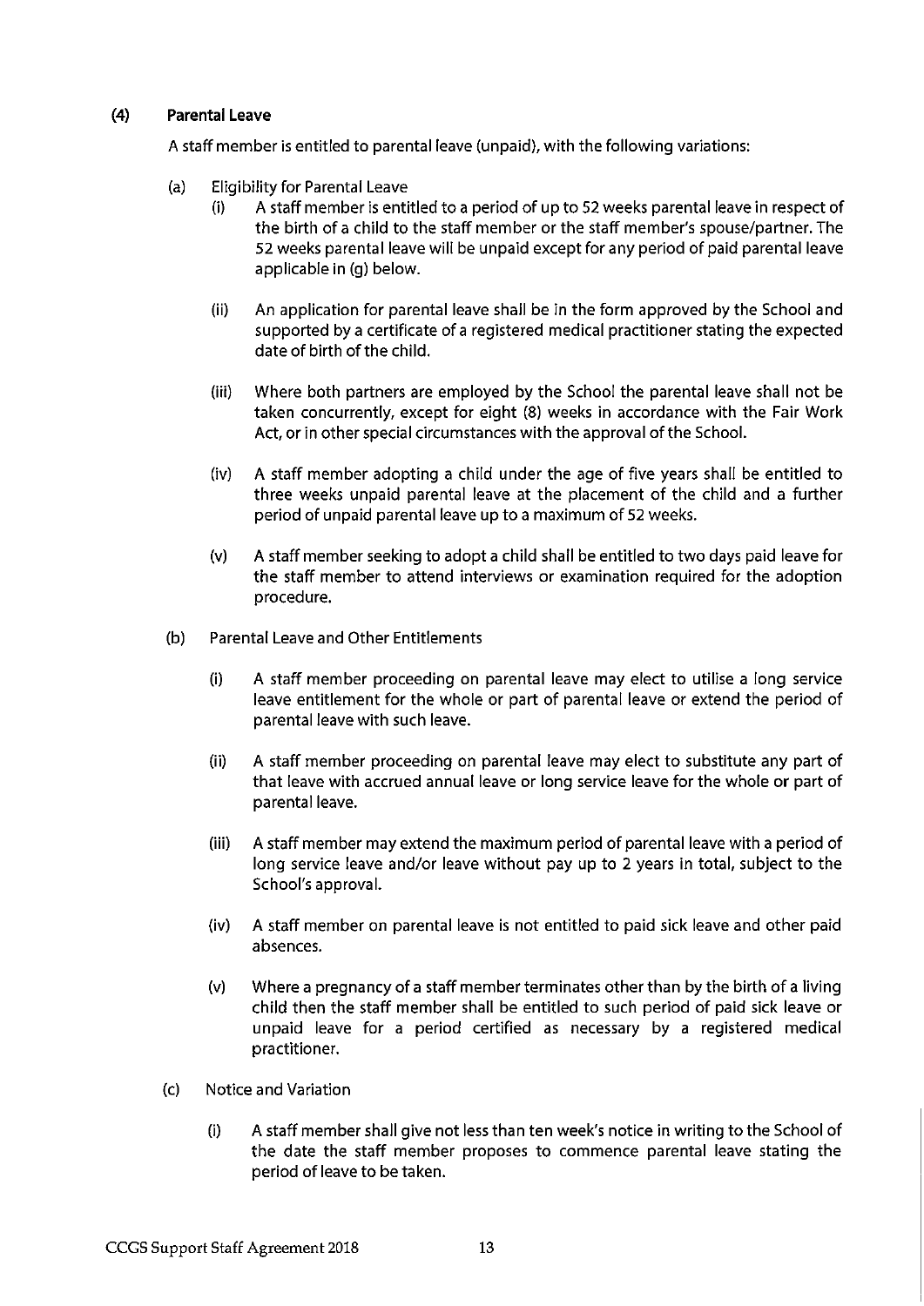### (4) Parental Leave

A staff member is entitled to parental leave (unpaid), with the following variations:

(a) Eligibility for Parental Leave

(i) A staff member is entitled to a period of up to 52 weeks parental leave in respect of the birth of a child to the staff member or the staff member's spouse/partner. The 52 weeks parental leave will be unpaid except for any period of paid parental leave applicable in (g) below.

(ii) An application for parental leave shall be in the form approved by the School and supported by a certificate of a registered medical practitioner stating the expected date of birth of the child.

(iii) Where both partners are employed by the School the parental leave shall not be taken concurrently, except for eight (8) weeks in accordance with the Fair Work Act, or in other special circumstances with the approval of the School.

(iv) A staff member adopting a child under the age of five years shall be entitled to three weeks unpaid parental leave at the placement of the child and a further period of unpaid parental leave up to a maximum of 52 weeks.

(v) A staff member seeking to adopt a child shall be entitled to two days paid leave for the staff member to attend interviews or examination required for the adoption procedure.

(b) Parental Leave and Other Entitlements

(i) A staff member proceeding on parental leave may elect to utilise a long service leave entitlement for the whole or part of parental leave or extend the period of parental leave with such leave.

(ii) A staff member proceeding on parental leave may elect to substitute any part of that leave with accrued annual leave or long service leave for the whole or part of parental leave.

(iii) A staff member may extend the maximum period of parental leave with a period of long service leave and/or leave without pay up to 2 years in total, subject to the School's approval.

(iv) A staff member on parental leave is not entitled to paid sick leave and other paid absences.

(v) Where a pregnancy of a staff member terminates other than by the birth of a living child then the staff member shall be entitled to such period of paid sick leave or unpaid leave for a period certified as necessary by a registered medical practitioner.

(c) Notice and Variation

(i) A staff member shall give not less than ten week's notice in writing to the School of the date the staff member proposes to commence parental leave stating the period of leave to be taken.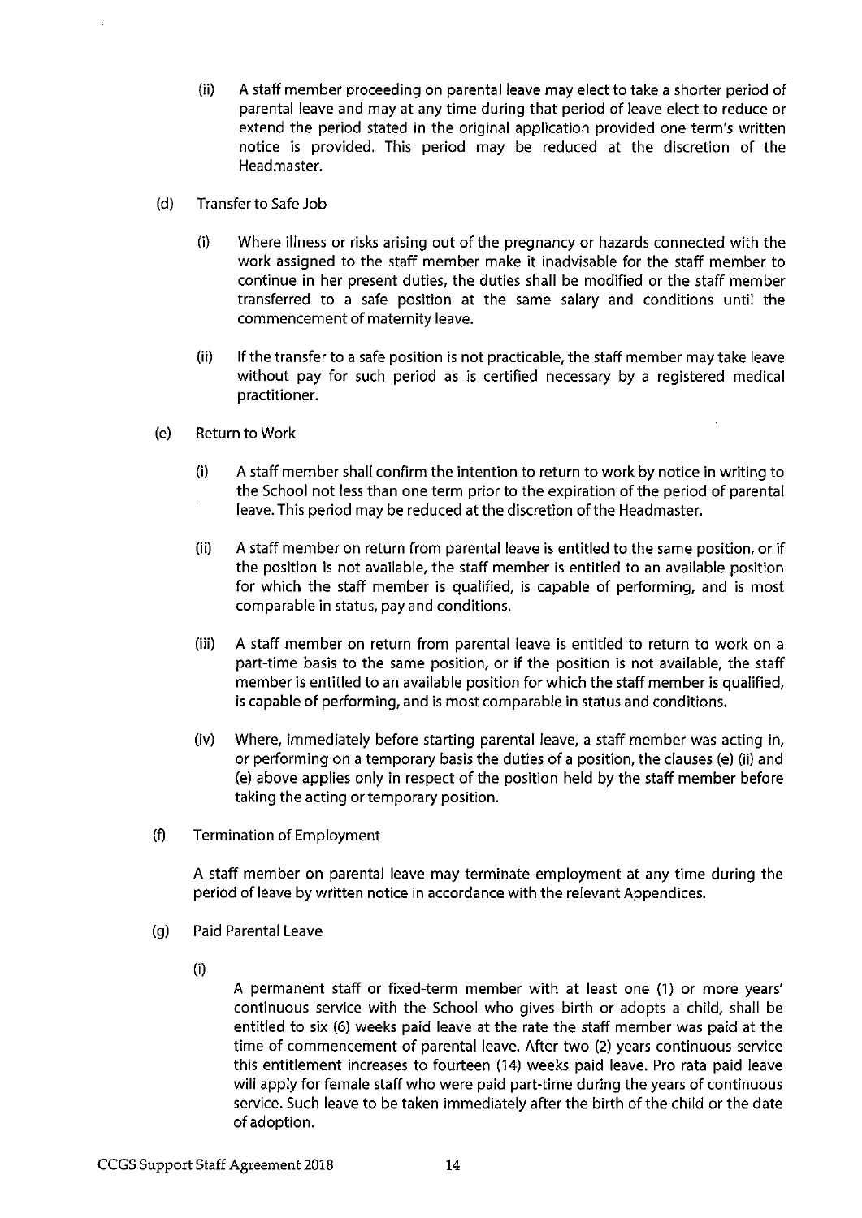(ii) A staff member proceeding on parental leave may elect to take a shorter period of parental leave and may at any time during that period of leave elect to reduce or extend the period stated in the original application provided one term's written notice is provided. This period may be reduced at the discretion of the Headmaster.

(d) Transfer to Safe Job

(i) Where illness or risks arising out of the pregnancy or hazards connected with the work assigned to the staff member make it inadvisable for the staff member to continue in her present duties, the duties shall be modified or the staff member transferred to a safe position at the same salary and conditions until the commencement of maternity leave.

(ii) If the transfer to a safe position is not practicable, the staff member may take leave without pay for such period as is certified necessary by a registered medical practitioner.

(e) Return to Work

(i) A staff member shall confirm the intention to return to work by notice in writing to the School not less than one term prior to the expiration of the period of parental leave. This period may be reduced at the discretion of the Headmaster.

(ii) A staff member on return from parental leave is entitled to the same position, or if the position is not available, the staff member is entitled to an available position for which the staff member is qualified, is capable of performing, and is most comparable in status, pay and conditions.

(iii) A staff member on return from parental leave is entitled to return to work on a part-time basis to the same position, or if the position is not available, the staff member is entitled to an available position for which the staff member is qualified, is capable of performing, and is most comparable in status and conditions.

(iv) Where, immediately before starting parental leave, a staff member was acting in, or performing on a temporary basis the duties of a position, the clauses (e) (ii) and (e) above applies only in respect of the position held by the staff member before taking the acting or temporary position.

(f) Termination of Employment

A staff member on parental leave may terminate employment at any time during the period of leave by written notice in accordance with the relevant Appendices.

(g) Paid Parental Leave

(i)

A permanent staff or fixed-term member with at least one (1) or more years' continuous service with the School who gives birth or adopts a child, shall be entitled to six (6) weeks paid leave at the rate the staff member was paid at the time of commencement of parental leave. After two (2) years continuous service this entitlement increases to fourteen (14) weeks paid leave. Pro rata paid leave will apply for female staff who were paid part-time during the years of continuous service. Such leave to be taken immediately after the birth of the child or the date of adoption.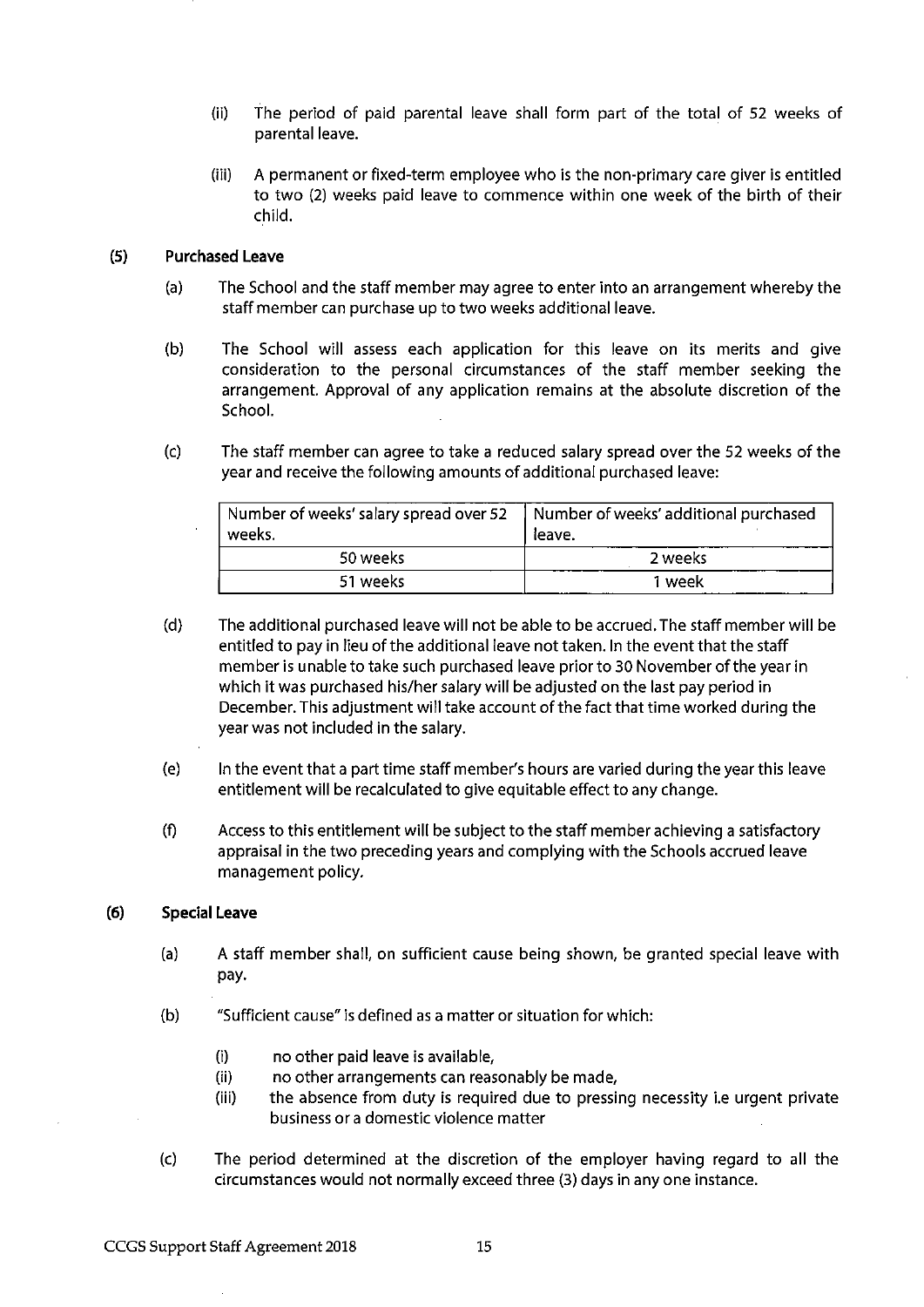(ii) The period of paid parental leave shall form part of the total of 52 weeks of parental leave.

(iii) A permanent or fixed-term employee who is the non-primary care giver is entitled to two (2) weeks paid leave to commence within one week of the birth of their child.

**(5) Purchased Leave**

(a) The School and the staff member may agree to enter into an arrangement whereby the staff member can purchase up to two weeks additional leave.

(b) The School will assess each application for this leave on its merits and give consideration to the personal circumstances of the staff member seeking the arrangement. Approval of any application remains at the absolute discretion of the School.

(c) The staff member can agree to take a reduced salary spread over the 52 weeks of the year and receive the following amounts of additional purchased leave:

| Number of weeks' salary spread over 52 weeks. | Number of weeks' additional purchased leave. |
| --- | --- |
| 50 weeks | 2 weeks |
| 51 weeks | 1 week |

(d) The additional purchased leave will not be able to be accrued. The staff member will be entitled to pay in lieu of the additional leave not taken. In the event that the staff member is unable to take such purchased leave prior to 30 November of the year in which it was purchased his/her salary will be adjusted on the last pay period in December. This adjustment will take account of the fact that time worked during the year was not included in the salary.

(e) In the event that a part time staff member's hours are varied during the year this leave entitlement will be recalculated to give equitable effect to any change.

(f) Access to this entitlement will be subject to the staff member achieving a satisfactory appraisal in the two preceding years and complying with the Schools accrued leave management policy.

**(6) Special Leave**

(a) A staff member shall, on sufficient cause being shown, be granted special leave with pay.

(b) "Sufficient cause" is defined as a matter or situation for which:

(i) no other paid leave is available,
(ii) no other arrangements can reasonably be made,
(iii) the absence from duty is required due to pressing necessity i.e urgent private business or a domestic violence matter

(c) The period determined at the discretion of the employer having regard to all the circumstances would not normally exceed three (3) days in any one instance.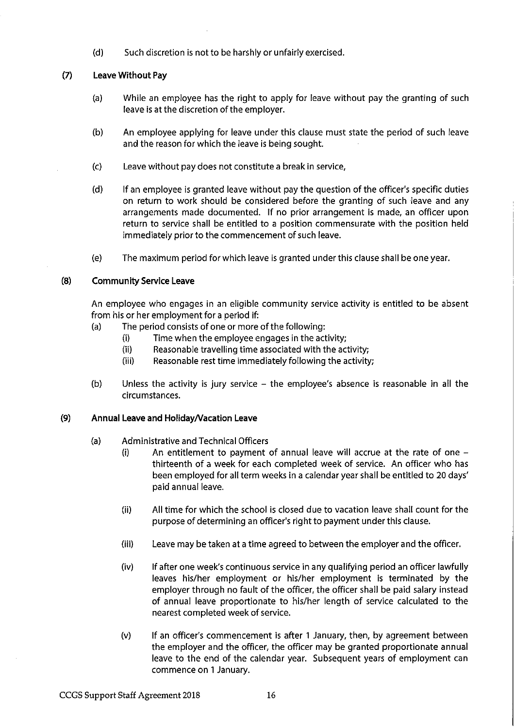(d) Such discretion is not to be harshly or unfairly exercised.

### (7) Leave Without Pay

(a) While an employee has the right to apply for leave without pay the granting of such leave is at the discretion of the employer.

(b) An employee applying for leave under this clause must state the period of such leave and the reason for which the leave is being sought.

(c) Leave without pay does not constitute a break in service,

(d) If an employee is granted leave without pay the question of the officer's specific duties on return to work should be considered before the granting of such leave and any arrangements made documented. If no prior arrangement is made, an officer upon return to service shall be entitled to a position commensurate with the position held immediately prior to the commencement of such leave.

(e) The maximum period for which leave is granted under this clause shall be one year.

### (8) Community Service Leave

An employee who engages in an eligible community service activity is entitled to be absent from his or her employment for a period if:

(a) The period consists of one or more of the following:
   - (i) Time when the employee engages in the activity;
   - (ii) Reasonable travelling time associated with the activity;
   - (iii) Reasonable rest time immediately following the activity;

(b) Unless the activity is jury service – the employee's absence is reasonable in all the circumstances.

### (9) Annual Leave and Holiday/Vacation Leave

(a) Administrative and Technical Officers

   (i) An entitlement to payment of annual leave will accrue at the rate of one – thirteenth of a week for each completed week of service. An officer who has been employed for all term weeks in a calendar year shall be entitled to 20 days' paid annual leave.

   (ii) All time for which the school is closed due to vacation leave shall count for the purpose of determining an officer's right to payment under this clause.

   (iii) Leave may be taken at a time agreed to between the employer and the officer.

   (iv) If after one week's continuous service in any qualifying period an officer lawfully leaves his/her employment or his/her employment is terminated by the employer through no fault of the officer, the officer shall be paid salary instead of annual leave proportionate to his/her length of service calculated to the nearest completed week of service.

   (v) If an officer's commencement is after 1 January, then, by agreement between the employer and the officer, the officer may be granted proportionate annual leave to the end of the calendar year. Subsequent years of employment can commence on 1 January.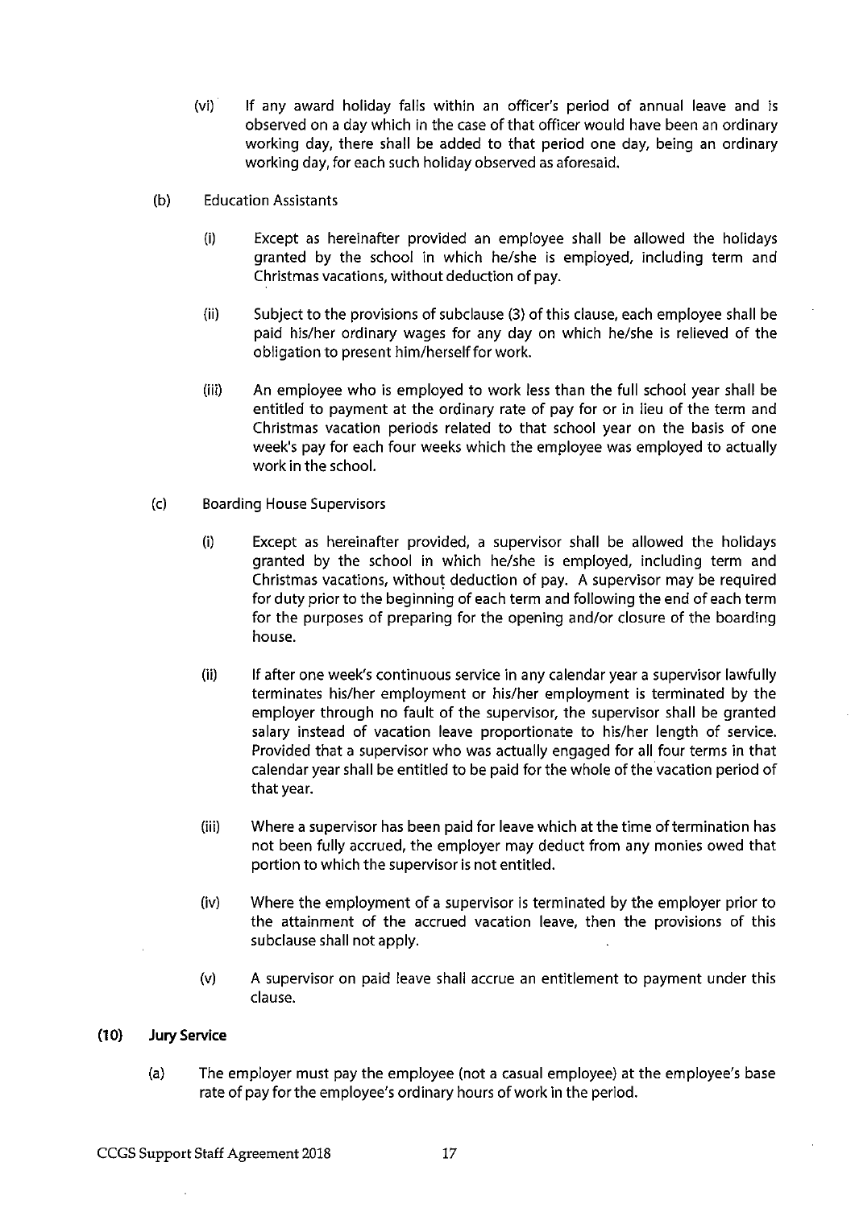(vi) If any award holiday falls within an officer's period of annual leave and is observed on a day which in the case of that officer would have been an ordinary working day, there shall be added to that period one day, being an ordinary working day, for each such holiday observed as aforesaid.

(b) Education Assistants

(i) Except as hereinafter provided an employee shall be allowed the holidays granted by the school in which he/she is employed, including term and Christmas vacations, without deduction of pay.

(ii) Subject to the provisions of subclause (3) of this clause, each employee shall be paid his/her ordinary wages for any day on which he/she is relieved of the obligation to present him/herself for work.

(iii) An employee who is employed to work less than the full school year shall be entitled to payment at the ordinary rate of pay for or in lieu of the term and Christmas vacation periods related to that school year on the basis of one week's pay for each four weeks which the employee was employed to actually work in the school.

(c) Boarding House Supervisors

(i) Except as hereinafter provided, a supervisor shall be allowed the holidays granted by the school in which he/she is employed, including term and Christmas vacations, without deduction of pay. A supervisor may be required for duty prior to the beginning of each term and following the end of each term for the purposes of preparing for the opening and/or closure of the boarding house.

(ii) If after one week's continuous service in any calendar year a supervisor lawfully terminates his/her employment or his/her employment is terminated by the employer through no fault of the supervisor, the supervisor shall be granted salary instead of vacation leave proportionate to his/her length of service. Provided that a supervisor who was actually engaged for all four terms in that calendar year shall be entitled to be paid for the whole of the vacation period of that year.

(iii) Where a supervisor has been paid for leave which at the time of termination has not been fully accrued, the employer may deduct from any monies owed that portion to which the supervisor is not entitled.

(iv) Where the employment of a supervisor is terminated by the employer prior to the attainment of the accrued vacation leave, then the provisions of this subclause shall not apply.

(v) A supervisor on paid leave shall accrue an entitlement to payment under this clause.

**(10) Jury Service**

(a) The employer must pay the employee (not a casual employee) at the employee's base rate of pay for the employee's ordinary hours of work in the period.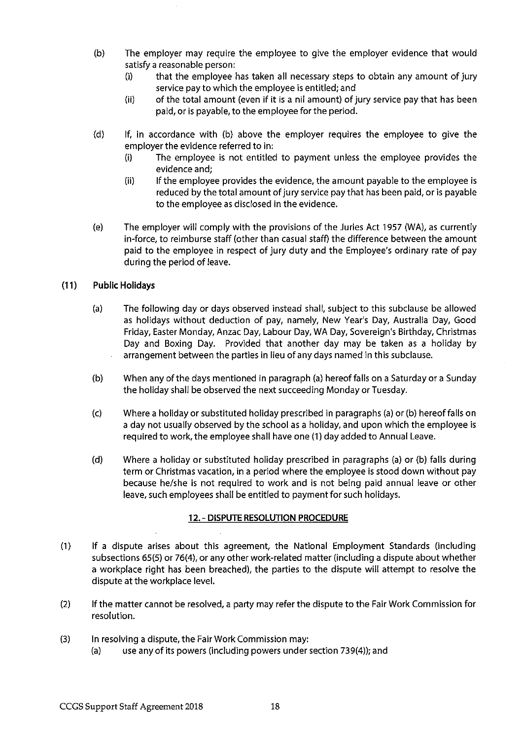(b) The employer may require the employee to give the employer evidence that would satisfy a reasonable person:
   (i) that the employee has taken all necessary steps to obtain any amount of jury service pay to which the employee is entitled; and
   (ii) of the total amount (even if it is a nil amount) of jury service pay that has been paid, or is payable, to the employee for the period.

(d) If, in accordance with (b) above the employer requires the employee to give the employer the evidence referred to in:
   (i) The employee is not entitled to payment unless the employee provides the evidence and;
   (ii) If the employee provides the evidence, the amount payable to the employee is reduced by the total amount of jury service pay that has been paid, or is payable to the employee as disclosed in the evidence.

(e) The employer will comply with the provisions of the Juries Act 1957 (WA), as currently in-force, to reimburse staff (other than casual staff) the difference between the amount paid to the employee in respect of jury duty and the Employee's ordinary rate of pay during the period of leave.

**(11) Public Holidays**

(a) The following day or days observed instead shall, subject to this subclause be allowed as holidays without deduction of pay, namely, New Year's Day, Australia Day, Good Friday, Easter Monday, Anzac Day, Labour Day, WA Day, Sovereign's Birthday, Christmas Day and Boxing Day. Provided that another day may be taken as a holiday by arrangement between the parties in lieu of any days named in this subclause.

(b) When any of the days mentioned in paragraph (a) hereof falls on a Saturday or a Sunday the holiday shall be observed the next succeeding Monday or Tuesday.

(c) Where a holiday or substituted holiday prescribed in paragraphs (a) or (b) hereof falls on a day not usually observed by the school as a holiday, and upon which the employee is required to work, the employee shall have one (1) day added to Annual Leave.

(d) Where a holiday or substituted holiday prescribed in paragraphs (a) or (b) falls during term or Christmas vacation, in a period where the employee is stood down without pay because he/she is not required to work and is not being paid annual leave or other leave, such employees shall be entitled to payment for such holidays.

## 12. - DISPUTE RESOLUTION PROCEDURE

(1) If a dispute arises about this agreement, the National Employment Standards (including subsections 65(5) or 76(4), or any other work-related matter (including a dispute about whether a workplace right has been breached), the parties to the dispute will attempt to resolve the dispute at the workplace level.

(2) If the matter cannot be resolved, a party may refer the dispute to the Fair Work Commission for resolution.

(3) In resolving a dispute, the Fair Work Commission may:
   (a) use any of its powers (including powers under section 739(4)); and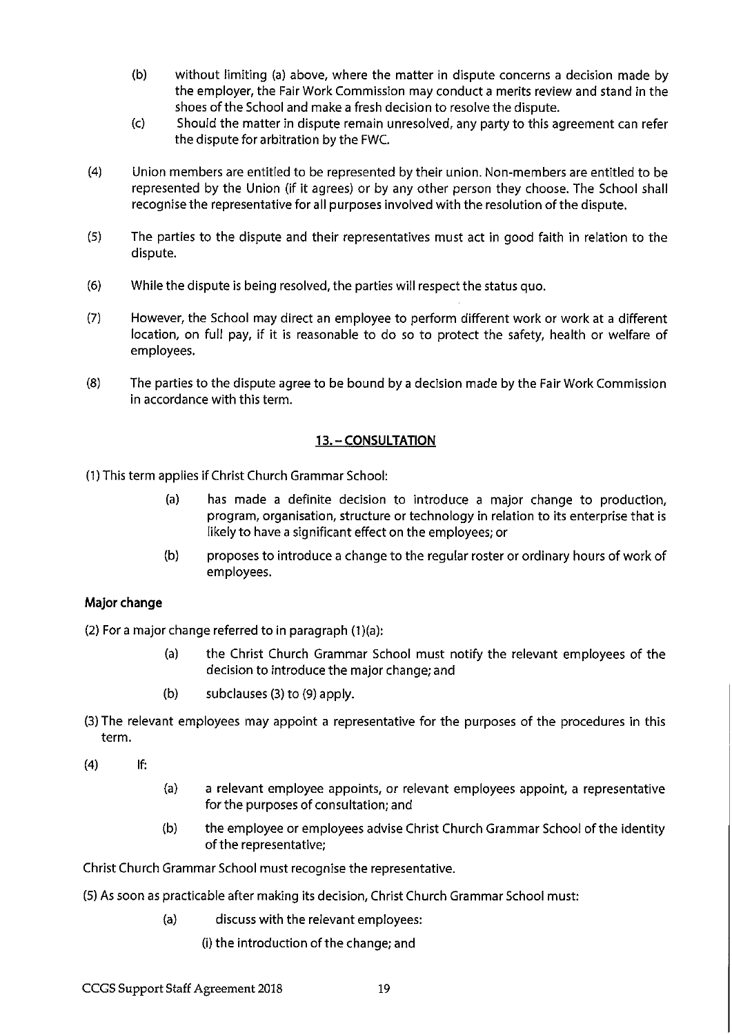(b) without limiting (a) above, where the matter in dispute concerns a decision made by the employer, the Fair Work Commission may conduct a merits review and stand in the shoes of the School and make a fresh decision to resolve the dispute.

(c) Should the matter in dispute remain unresolved, any party to this agreement can refer the dispute for arbitration by the FWC.

(4) Union members are entitled to be represented by their union. Non-members are entitled to be represented by the Union (if it agrees) or by any other person they choose. The School shall recognise the representative for all purposes involved with the resolution of the dispute.

(5) The parties to the dispute and their representatives must act in good faith in relation to the dispute.

(6) While the dispute is being resolved, the parties will respect the status quo.

(7) However, the School may direct an employee to perform different work or work at a different location, on full pay, if it is reasonable to do so to protect the safety, health or welfare of employees.

(8) The parties to the dispute agree to be bound by a decision made by the Fair Work Commission in accordance with this term.

## 13. – CONSULTATION

(1) This term applies if Christ Church Grammar School:

(a) has made a definite decision to introduce a major change to production, program, organisation, structure or technology in relation to its enterprise that is likely to have a significant effect on the employees; or

(b) proposes to introduce a change to the regular roster or ordinary hours of work of employees.

**Major change**

(2) For a major change referred to in paragraph (1)(a):

(a) the Christ Church Grammar School must notify the relevant employees of the decision to introduce the major change; and

(b) subclauses (3) to (9) apply.

(3) The relevant employees may appoint a representative for the purposes of the procedures in this term.

(4) If:

(a) a relevant employee appoints, or relevant employees appoint, a representative for the purposes of consultation; and

(b) the employee or employees advise Christ Church Grammar School of the identity of the representative;

Christ Church Grammar School must recognise the representative.

(5) As soon as practicable after making its decision, Christ Church Grammar School must:

(a) discuss with the relevant employees:

(i) the introduction of the change; and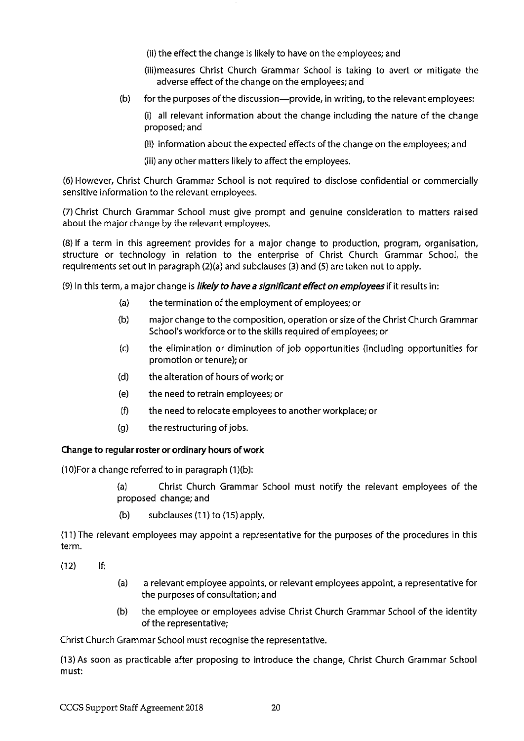(ii) the effect the change is likely to have on the employees; and

(iii)measures Christ Church Grammar School is taking to avert or mitigate the adverse effect of the change on the employees; and

(b) for the purposes of the discussion—provide, in writing, to the relevant employees:

(i) all relevant information about the change including the nature of the change proposed; and

(ii) information about the expected effects of the change on the employees; and

(iii) any other matters likely to affect the employees.

(6) However, Christ Church Grammar School is not required to disclose confidential or commercially sensitive information to the relevant employees.

(7) Christ Church Grammar School must give prompt and genuine consideration to matters raised about the major change by the relevant employees.

(8) If a term in this agreement provides for a major change to production, program, organisation, structure or technology in relation to the enterprise of Christ Church Grammar School, the requirements set out in paragraph (2)(a) and subclauses (3) and (5) are taken not to apply.

(9) In this term, a major change is ***likely to have a significant effect on employees*** if it results in:

(a) the termination of the employment of employees; or

(b) major change to the composition, operation or size of the Christ Church Grammar School's workforce or to the skills required of employees; or

(c) the elimination or diminution of job opportunities (including opportunities for promotion or tenure); or

(d) the alteration of hours of work; or

(e) the need to retrain employees; or

(f) the need to relocate employees to another workplace; or

(g) the restructuring of jobs.

**Change to regular roster or ordinary hours of work**

(10)For a change referred to in paragraph (1)(b):

(a) Christ Church Grammar School must notify the relevant employees of the proposed change; and

(b) subclauses (11) to (15) apply.

(11) The relevant employees may appoint a representative for the purposes of the procedures in this term.

(12) If:

(a) a relevant employee appoints, or relevant employees appoint, a representative for the purposes of consultation; and

(b) the employee or employees advise Christ Church Grammar School of the identity of the representative;

Christ Church Grammar School must recognise the representative.

(13) As soon as practicable after proposing to introduce the change, Christ Church Grammar School must: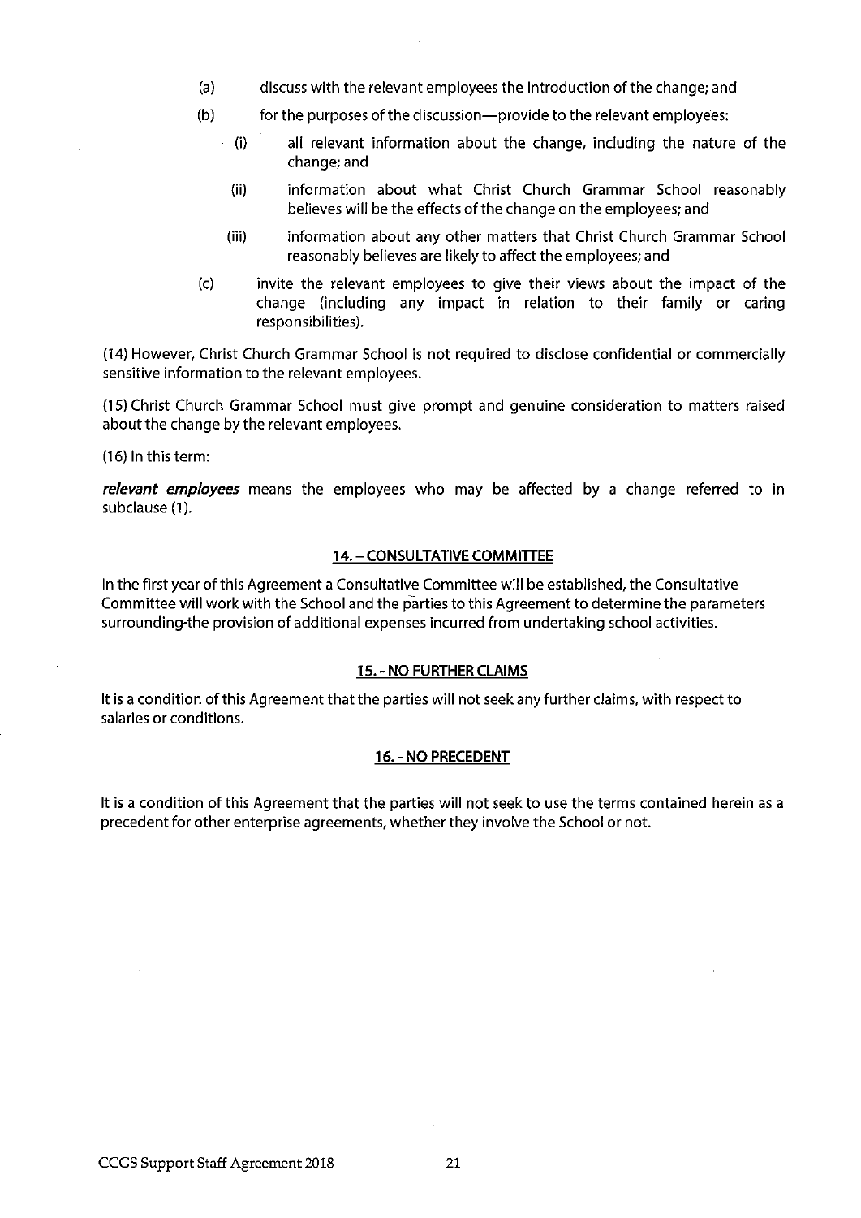(a) discuss with the relevant employees the introduction of the change; and

(b) for the purposes of the discussion—provide to the relevant employees:

   (i) all relevant information about the change, including the nature of the change; and

   (ii) information about what Christ Church Grammar School reasonably believes will be the effects of the change on the employees; and

   (iii) information about any other matters that Christ Church Grammar School reasonably believes are likely to affect the employees; and

(c) invite the relevant employees to give their views about the impact of the change (including any impact in relation to their family or caring responsibilities).

(14) However, Christ Church Grammar School is not required to disclose confidential or commercially sensitive information to the relevant employees.

(15) Christ Church Grammar School must give prompt and genuine consideration to matters raised about the change by the relevant employees.

(16) In this term:

***relevant employees*** means the employees who may be affected by a change referred to in subclause (1).

## 14. – CONSULTATIVE COMMITTEE

In the first year of this Agreement a Consultative Committee will be established, the Consultative Committee will work with the School and the parties to this Agreement to determine the parameters surrounding-the provision of additional expenses incurred from undertaking school activities.

## 15. - NO FURTHER CLAIMS

It is a condition of this Agreement that the parties will not seek any further claims, with respect to salaries or conditions.

## 16. - NO PRECEDENT

It is a condition of this Agreement that the parties will not seek to use the terms contained herein as a precedent for other enterprise agreements, whether they involve the School or not.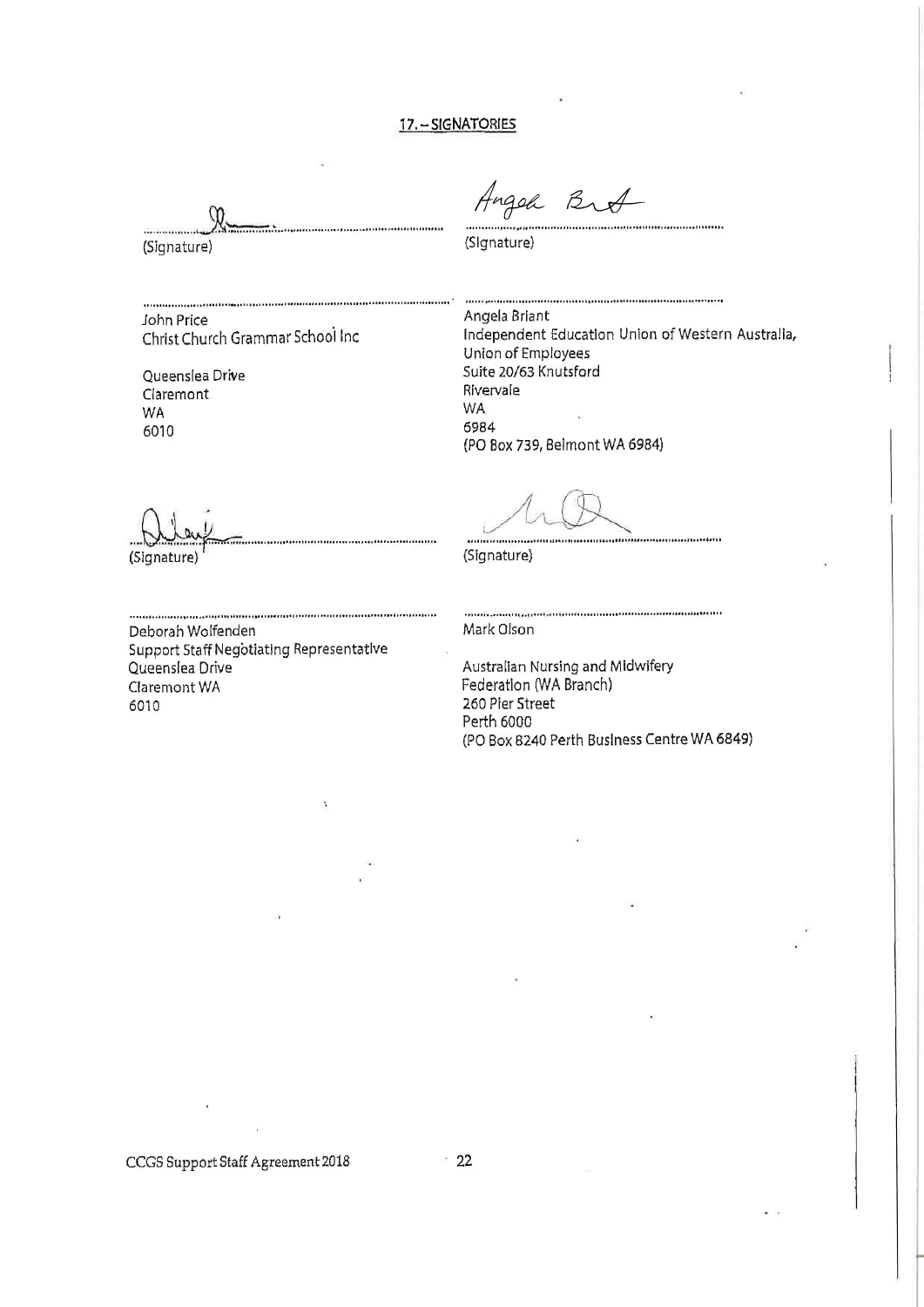## 17. – SIGNATORIES

(Signature)

John Price
Christ Church Grammar School Inc

Queenslea Drive
Claremont
WA
6010

(Signature)

Angela Briant
Independent Education Union of Western Australia, Union of Employees
Suite 20/63 Knutsford
Rivervale
WA
6984
(PO Box 739, Belmont WA 6984)

(Signature)

Deborah Wolfenden
Support Staff Negotiating Representative
Queenslea Drive
Claremont WA
6010

(Signature)

Mark Olson

Australian Nursing and Midwifery Federation (WA Branch)
260 Pier Street
Perth 6000
(PO Box 8240 Perth Business Centre WA 6849)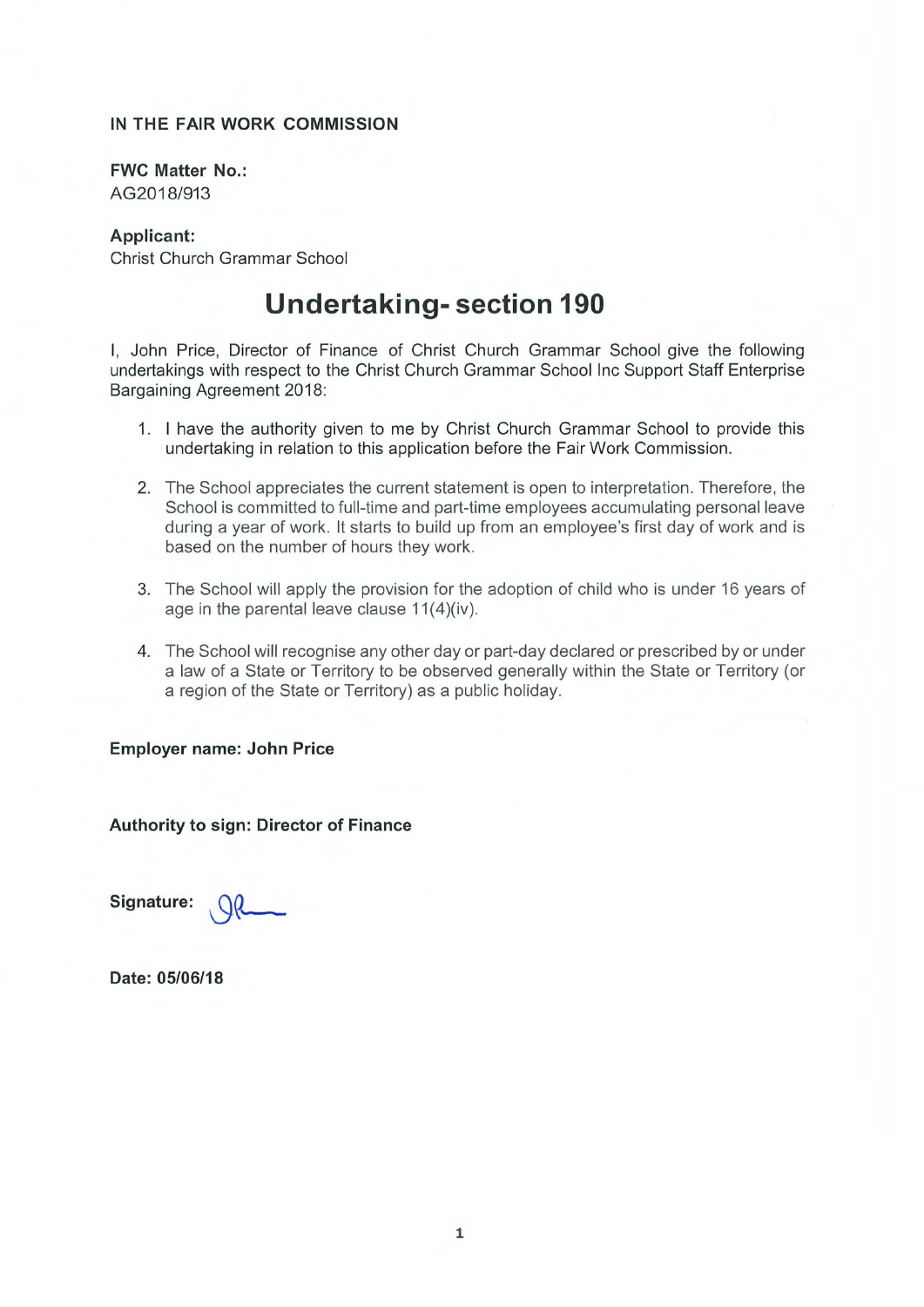**IN THE FAIR WORK COMMISSION**

**FWC Matter No.:**
AG2018/913

**Applicant:**
Christ Church Grammar School

# Undertaking- section 190

I, John Price, Director of Finance of Christ Church Grammar School give the following undertakings with respect to the Christ Church Grammar School Inc Support Staff Enterprise Bargaining Agreement 2018:

1. I have the authority given to me by Christ Church Grammar School to provide this undertaking in relation to this application before the Fair Work Commission.

2. The School appreciates the current statement is open to interpretation. Therefore, the School is committed to full-time and part-time employees accumulating personal leave during a year of work. It starts to build up from an employee's first day of work and is based on the number of hours they work.

3. The School will apply the provision for the adoption of child who is under 16 years of age in the parental leave clause 11(4)(iv).

4. The School will recognise any other day or part-day declared or prescribed by or under a law of a State or Territory to be observed generally within the State or Territory (or a region of the State or Territory) as a public holiday.

**Employer name: John Price**

**Authority to sign: Director of Finance**

**Signature:**

**Date: 05/06/18**